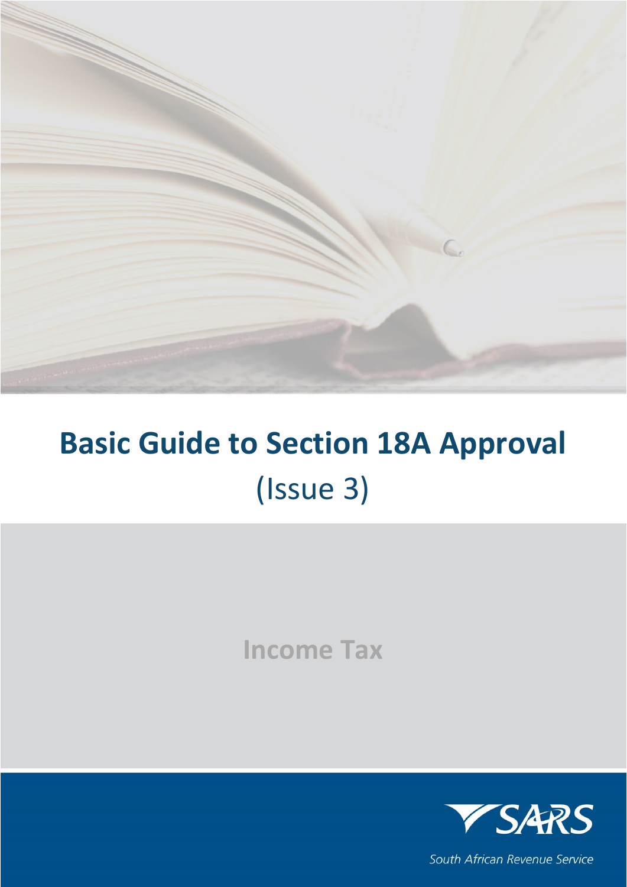# Basic Guide to Section 18A Approval

(Issue 3)

Income Tax

SARS

South African Revenue Service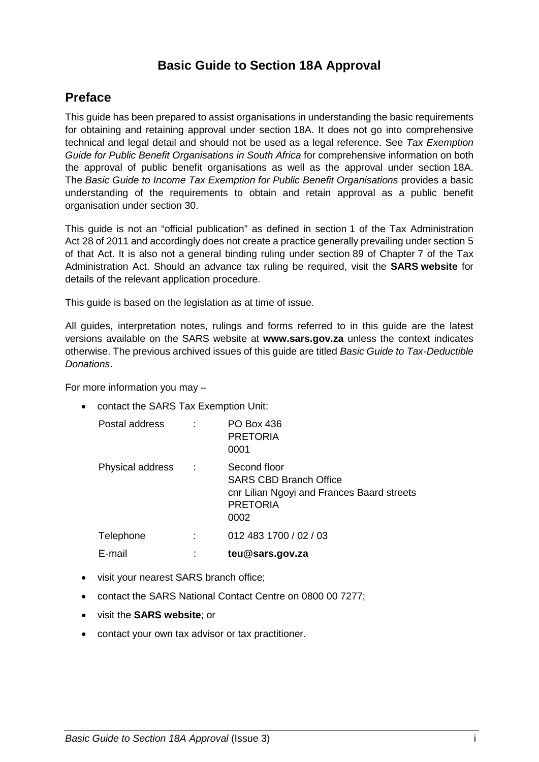# Basic Guide to Section 18A Approval

## Preface

This guide has been prepared to assist organisations in understanding the basic requirements for obtaining and retaining approval under section 18A. It does not go into comprehensive technical and legal detail and should not be used as a legal reference. See *Tax Exemption Guide for Public Benefit Organisations in South Africa* for comprehensive information on both the approval of public benefit organisations as well as the approval under section 18A. The *Basic Guide to Income Tax Exemption for Public Benefit Organisations* provides a basic understanding of the requirements to obtain and retain approval as a public benefit organisation under section 30.

This guide is not an "official publication" as defined in section 1 of the Tax Administration Act 28 of 2011 and accordingly does not create a practice generally prevailing under section 5 of that Act. It is also not a general binding ruling under section 89 of Chapter 7 of the Tax Administration Act. Should an advance tax ruling be required, visit the **SARS website** for details of the relevant application procedure.

This guide is based on the legislation as at time of issue.

All guides, interpretation notes, rulings and forms referred to in this guide are the latest versions available on the SARS website at **www.sars.gov.za** unless the context indicates otherwise. The previous archived issues of this guide are titled *Basic Guide to Tax-Deductible Donations*.

For more information you may –

- contact the SARS Tax Exemption Unit:

| | | |
|---|---|---|
| Postal address | : | PO Box 436<br>PRETORIA<br>0001 |
| Physical address | : | Second floor<br>SARS CBD Branch Office<br>cnr Lilian Ngoyi and Frances Baard streets<br>PRETORIA<br>0002 |
| Telephone | : | 012 483 1700 / 02 / 03 |
| E-mail | : | **teu@sars.gov.za** |

- visit your nearest SARS branch office;
- contact the SARS National Contact Centre on 0800 00 7277;
- visit the **SARS website**; or
- contact your own tax advisor or tax practitioner.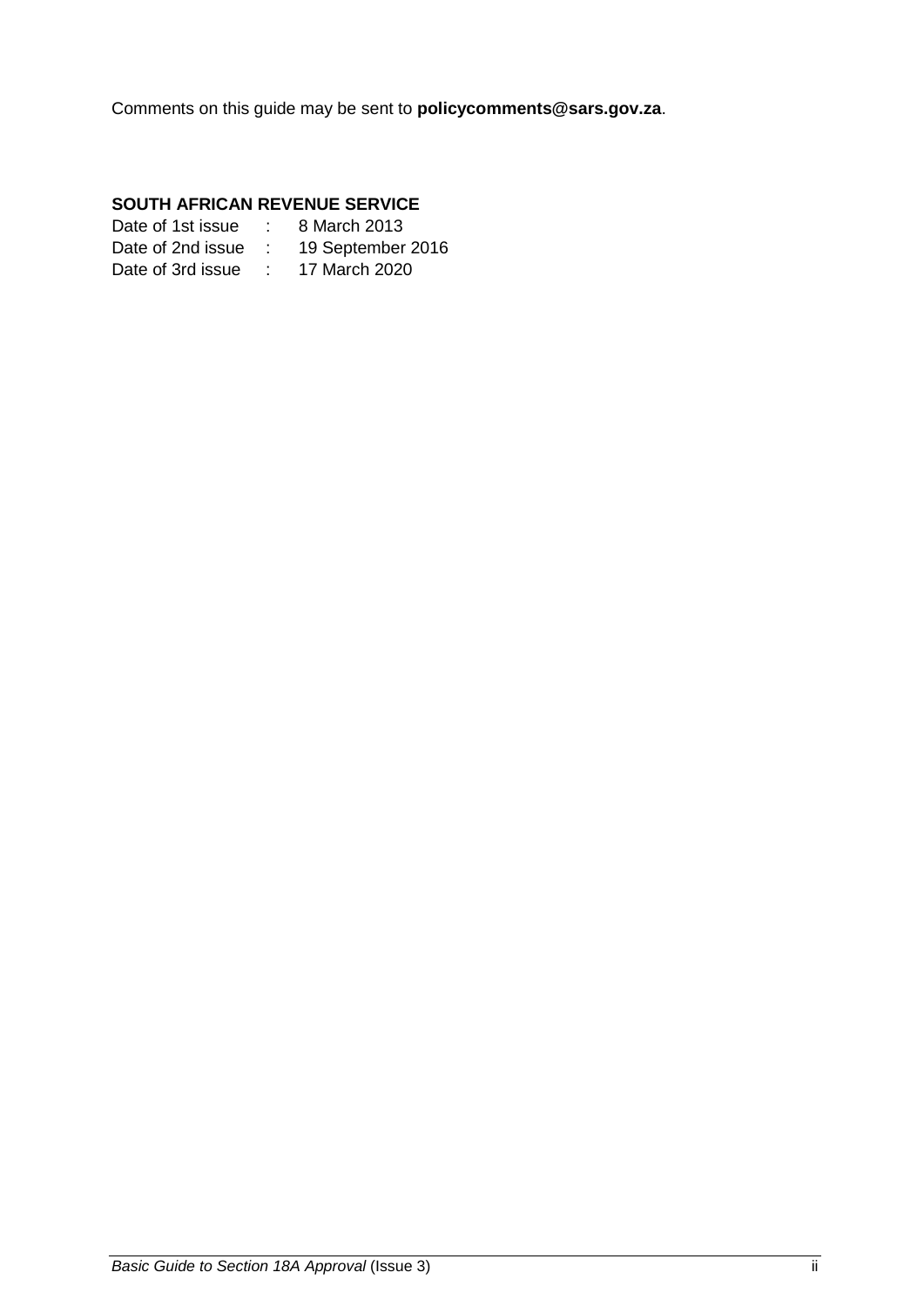Comments on this guide may be sent to **policycomments@sars.gov.za**.

**SOUTH AFRICAN REVENUE SERVICE**

Date of 1st issue : 8 March 2013
Date of 2nd issue : 19 September 2016
Date of 3rd issue : 17 March 2020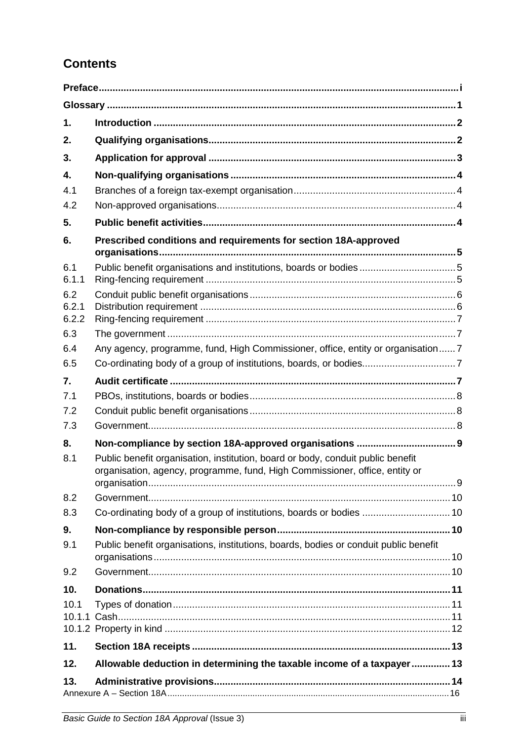## Contents

| | | |
|---|---|---|
| **Preface** | | **i** |
| **Glossary** | | **1** |
| **1.** | **Introduction** | **2** |
| **2.** | **Qualifying organisations** | **2** |
| **3.** | **Application for approval** | **3** |
| **4.** | **Non-qualifying organisations** | **4** |
| 4.1 | Branches of a foreign tax-exempt organisation | 4 |
| 4.2 | Non-approved organisations | 4 |
| **5.** | **Public benefit activities** | **4** |
| **6.** | **Prescribed conditions and requirements for section 18A-approved organisations** | **5** |
| 6.1 | Public benefit organisations and institutions, boards or bodies | 5 |
| 6.1.1 | Ring-fencing requirement | 5 |
| 6.2 | Conduit public benefit organisations | 6 |
| 6.2.1 | Distribution requirement | 6 |
| 6.2.2 | Ring-fencing requirement | 7 |
| 6.3 | The government | 7 |
| 6.4 | Any agency, programme, fund, High Commissioner, office, entity or organisation | 7 |
| 6.5 | Co-ordinating body of a group of institutions, boards, or bodies | 7 |
| **7.** | **Audit certificate** | **7** |
| 7.1 | PBOs, institutions, boards or bodies | 8 |
| 7.2 | Conduit public benefit organisations | 8 |
| 7.3 | Government | 8 |
| **8.** | **Non-compliance by section 18A-approved organisations** | **9** |
| 8.1 | Public benefit organisation, institution, board or body, conduit public benefit organisation, agency, programme, fund, High Commissioner, office, entity or organisation | 9 |
| 8.2 | Government | 10 |
| 8.3 | Co-ordinating body of a group of institutions, boards or bodies | 10 |
| **9.** | **Non-compliance by responsible person** | **10** |
| 9.1 | Public benefit organisations, institutions, boards, bodies or conduit public benefit organisations | 10 |
| 9.2 | Government | 10 |
| **10.** | **Donations** | **11** |
| 10.1 | Types of donation | 11 |
| 10.1.1 | Cash | 11 |
| 10.1.2 | Property in kind | 12 |
| **11.** | **Section 18A receipts** | **13** |
| **12.** | **Allowable deduction in determining the taxable income of a taxpayer** | **13** |
| **13.** | **Administrative provisions** | **14** |
| Annexure A – Section 18A | | 16 |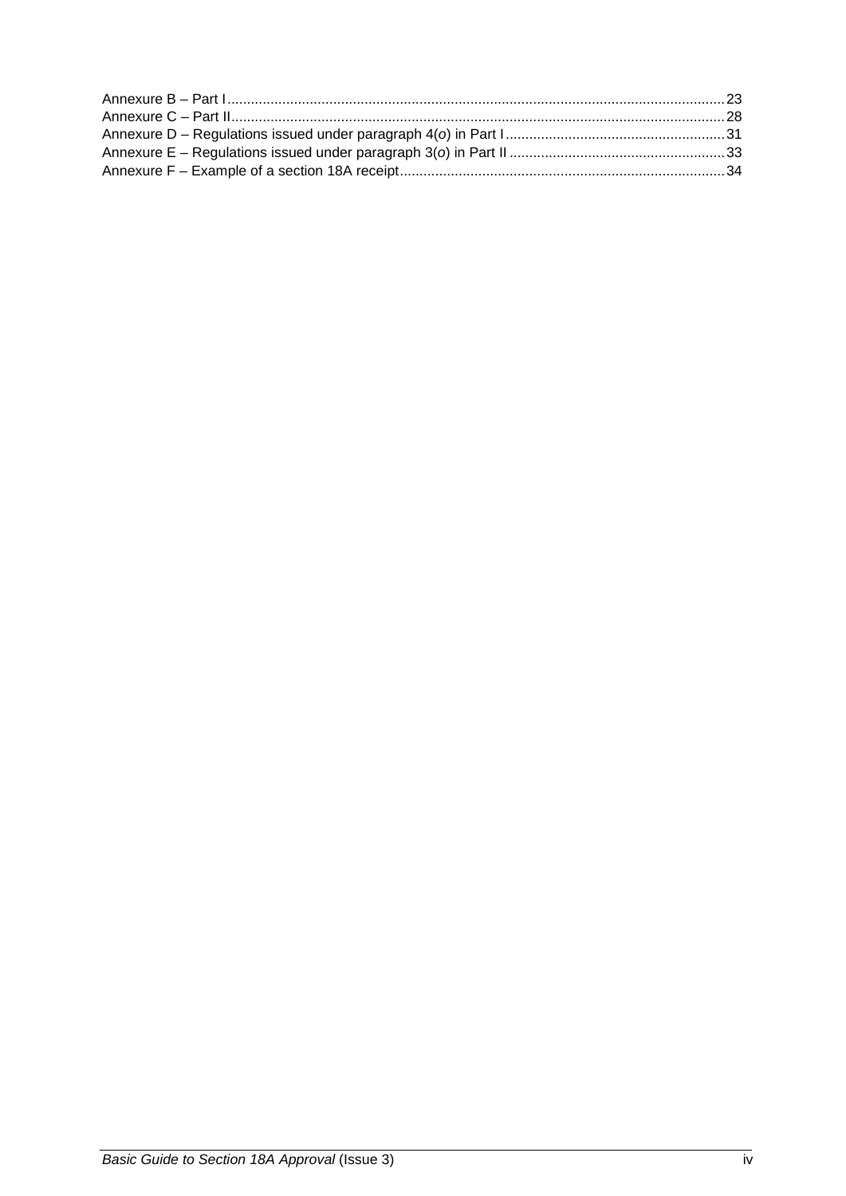Annexure B – Part I ........................................................................................................................ 23
Annexure C – Part II ....................................................................................................................... 28
Annexure D – Regulations issued under paragraph 4(*o*) in Part I ...................................................... 31
Annexure E – Regulations issued under paragraph 3(*o*) in Part II ..................................................... 33
Annexure F – Example of a section 18A receipt ................................................................................ 34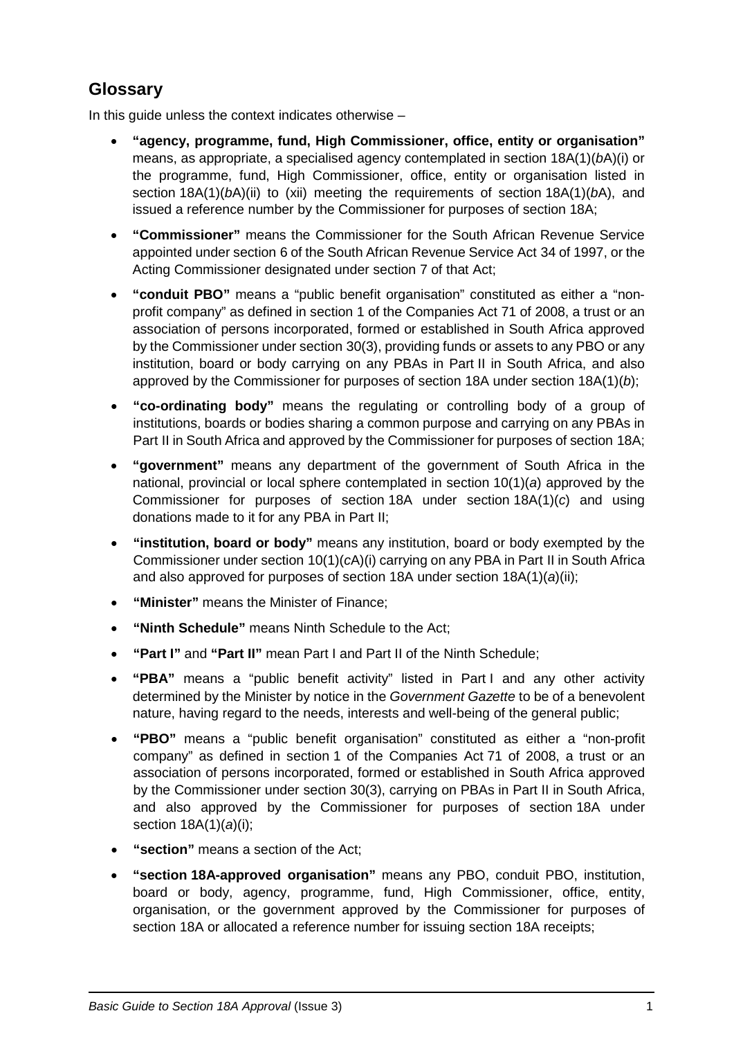## Glossary

In this guide unless the context indicates otherwise –

- **"agency, programme, fund, High Commissioner, office, entity or organisation"** means, as appropriate, a specialised agency contemplated in section 18A(1)(*b*A)(i) or the programme, fund, High Commissioner, office, entity or organisation listed in section 18A(1)(*b*A)(ii) to (xii) meeting the requirements of section 18A(1)(*b*A), and issued a reference number by the Commissioner for purposes of section 18A;
- **"Commissioner"** means the Commissioner for the South African Revenue Service appointed under section 6 of the South African Revenue Service Act 34 of 1997, or the Acting Commissioner designated under section 7 of that Act;
- **"conduit PBO"** means a "public benefit organisation" constituted as either a "non-profit company" as defined in section 1 of the Companies Act 71 of 2008, a trust or an association of persons incorporated, formed or established in South Africa approved by the Commissioner under section 30(3), providing funds or assets to any PBO or any institution, board or body carrying on any PBAs in Part II in South Africa, and also approved by the Commissioner for purposes of section 18A under section 18A(1)(*b*);
- **"co-ordinating body"** means the regulating or controlling body of a group of institutions, boards or bodies sharing a common purpose and carrying on any PBAs in Part II in South Africa and approved by the Commissioner for purposes of section 18A;
- **"government"** means any department of the government of South Africa in the national, provincial or local sphere contemplated in section 10(1)(*a*) approved by the Commissioner for purposes of section 18A under section 18A(1)(*c*) and using donations made to it for any PBA in Part II;
- **"institution, board or body"** means any institution, board or body exempted by the Commissioner under section 10(1)(*c*A)(i) carrying on any PBA in Part II in South Africa and also approved for purposes of section 18A under section 18A(1)(*a*)(ii);
- **"Minister"** means the Minister of Finance;
- **"Ninth Schedule"** means Ninth Schedule to the Act;
- **"Part I"** and **"Part II"** mean Part I and Part II of the Ninth Schedule;
- **"PBA"** means a "public benefit activity" listed in Part I and any other activity determined by the Minister by notice in the *Government Gazette* to be of a benevolent nature, having regard to the needs, interests and well-being of the general public;
- **"PBO"** means a "public benefit organisation" constituted as either a "non-profit company" as defined in section 1 of the Companies Act 71 of 2008, a trust or an association of persons incorporated, formed or established in South Africa approved by the Commissioner under section 30(3), carrying on PBAs in Part II in South Africa, and also approved by the Commissioner for purposes of section 18A under section 18A(1)(*a*)(i);
- **"section"** means a section of the Act;
- **"section 18A-approved organisation"** means any PBO, conduit PBO, institution, board or body, agency, programme, fund, High Commissioner, office, entity, organisation, or the government approved by the Commissioner for purposes of section 18A or allocated a reference number for issuing section 18A receipts;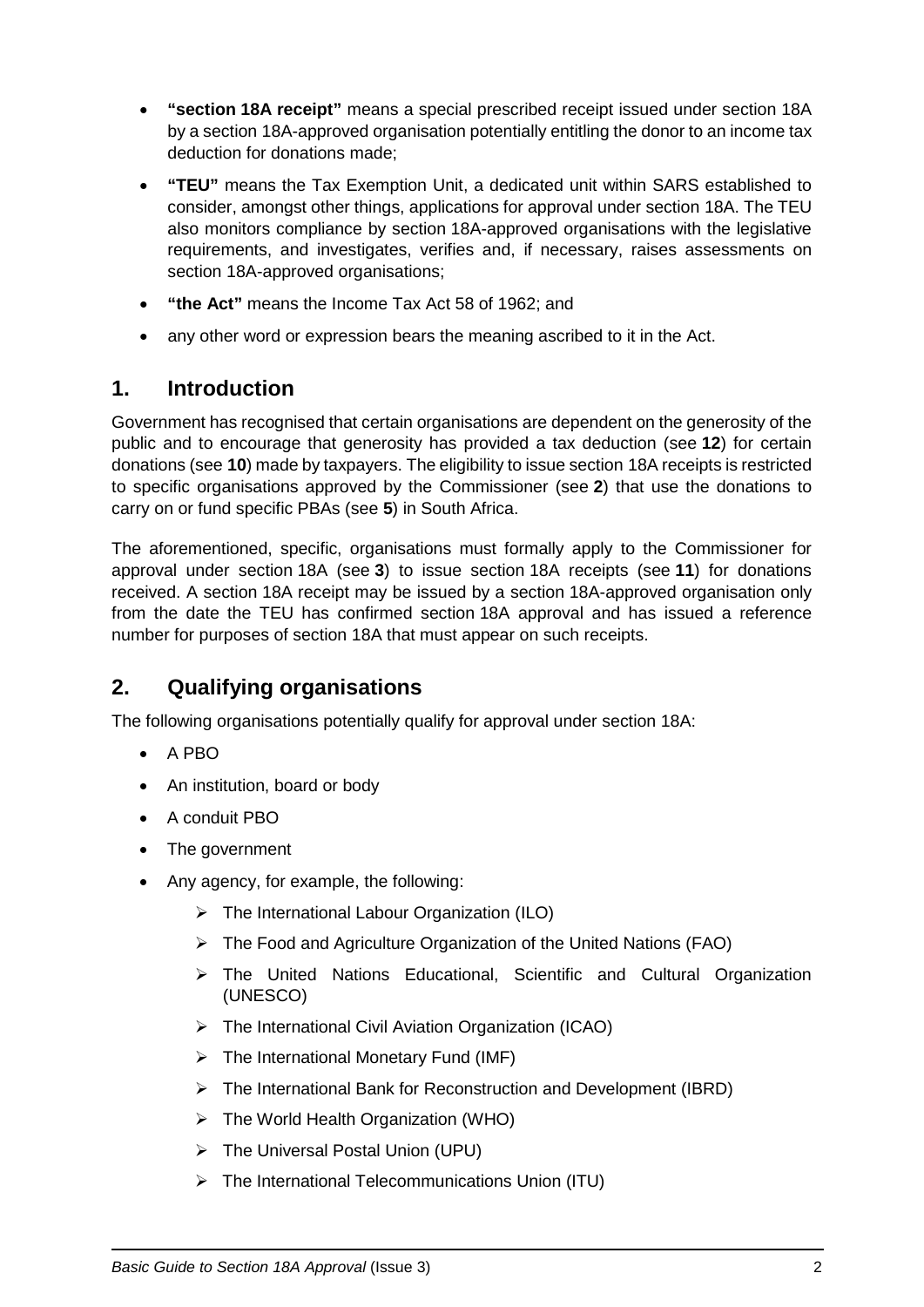- **"section 18A receipt"** means a special prescribed receipt issued under section 18A by a section 18A-approved organisation potentially entitling the donor to an income tax deduction for donations made;
- **"TEU"** means the Tax Exemption Unit, a dedicated unit within SARS established to consider, amongst other things, applications for approval under section 18A. The TEU also monitors compliance by section 18A-approved organisations with the legislative requirements, and investigates, verifies and, if necessary, raises assessments on section 18A-approved organisations;
- **"the Act"** means the Income Tax Act 58 of 1962; and
- any other word or expression bears the meaning ascribed to it in the Act.

## 1. Introduction

Government has recognised that certain organisations are dependent on the generosity of the public and to encourage that generosity has provided a tax deduction (see **12**) for certain donations (see **10**) made by taxpayers. The eligibility to issue section 18A receipts is restricted to specific organisations approved by the Commissioner (see **2**) that use the donations to carry on or fund specific PBAs (see **5**) in South Africa.

The aforementioned, specific, organisations must formally apply to the Commissioner for approval under section 18A (see **3**) to issue section 18A receipts (see **11**) for donations received. A section 18A receipt may be issued by a section 18A-approved organisation only from the date the TEU has confirmed section 18A approval and has issued a reference number for purposes of section 18A that must appear on such receipts.

## 2. Qualifying organisations

The following organisations potentially qualify for approval under section 18A:

- A PBO
- An institution, board or body
- A conduit PBO
- The government
- Any agency, for example, the following:
  - The International Labour Organization (ILO)
  - The Food and Agriculture Organization of the United Nations (FAO)
  - The United Nations Educational, Scientific and Cultural Organization (UNESCO)
  - The International Civil Aviation Organization (ICAO)
  - The International Monetary Fund (IMF)
  - The International Bank for Reconstruction and Development (IBRD)
  - The World Health Organization (WHO)
  - The Universal Postal Union (UPU)
  - The International Telecommunications Union (ITU)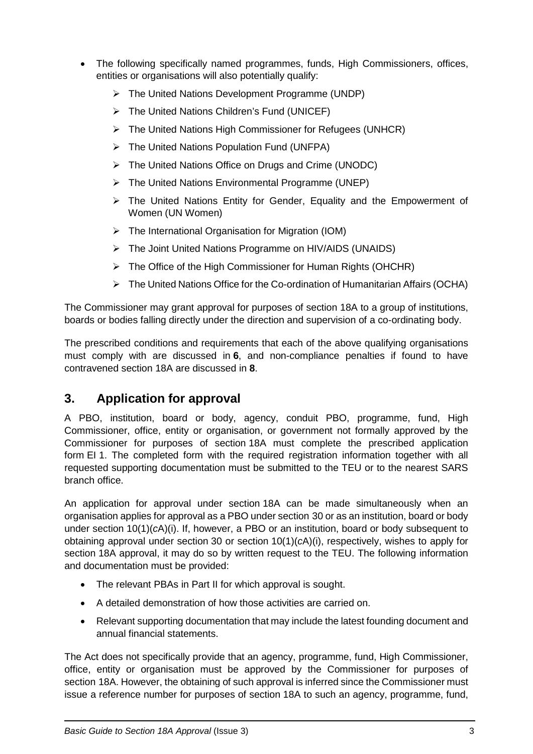- The following specifically named programmes, funds, High Commissioners, offices, entities or organisations will also potentially qualify:
  - The United Nations Development Programme (UNDP)
  - The United Nations Children's Fund (UNICEF)
  - The United Nations High Commissioner for Refugees (UNHCR)
  - The United Nations Population Fund (UNFPA)
  - The United Nations Office on Drugs and Crime (UNODC)
  - The United Nations Environmental Programme (UNEP)
  - The United Nations Entity for Gender, Equality and the Empowerment of Women (UN Women)
  - The International Organisation for Migration (IOM)
  - The Joint United Nations Programme on HIV/AIDS (UNAIDS)
  - The Office of the High Commissioner for Human Rights (OHCHR)
  - The United Nations Office for the Co-ordination of Humanitarian Affairs (OCHA)

The Commissioner may grant approval for purposes of section 18A to a group of institutions, boards or bodies falling directly under the direction and supervision of a co-ordinating body.

The prescribed conditions and requirements that each of the above qualifying organisations must comply with are discussed in **6**, and non-compliance penalties if found to have contravened section 18A are discussed in **8**.

## 3. Application for approval

A PBO, institution, board or body, agency, conduit PBO, programme, fund, High Commissioner, office, entity or organisation, or government not formally approved by the Commissioner for purposes of section 18A must complete the prescribed application form EI 1. The completed form with the required registration information together with all requested supporting documentation must be submitted to the TEU or to the nearest SARS branch office.

An application for approval under section 18A can be made simultaneously when an organisation applies for approval as a PBO under section 30 or as an institution, board or body under section 10(1)(*c*A)(i). If, however, a PBO or an institution, board or body subsequent to obtaining approval under section 30 or section 10(1)(*c*A)(i), respectively, wishes to apply for section 18A approval, it may do so by written request to the TEU. The following information and documentation must be provided:

- The relevant PBAs in Part II for which approval is sought.
- A detailed demonstration of how those activities are carried on.
- Relevant supporting documentation that may include the latest founding document and annual financial statements.

The Act does not specifically provide that an agency, programme, fund, High Commissioner, office, entity or organisation must be approved by the Commissioner for purposes of section 18A. However, the obtaining of such approval is inferred since the Commissioner must issue a reference number for purposes of section 18A to such an agency, programme, fund,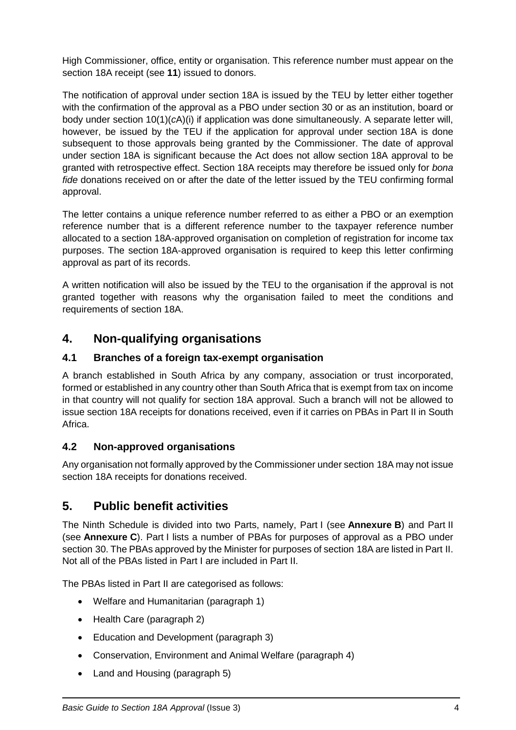High Commissioner, office, entity or organisation. This reference number must appear on the section 18A receipt (see **11**) issued to donors.

The notification of approval under section 18A is issued by the TEU by letter either together with the confirmation of the approval as a PBO under section 30 or as an institution, board or body under section 10(1)(*c*A)(i) if application was done simultaneously. A separate letter will, however, be issued by the TEU if the application for approval under section 18A is done subsequent to those approvals being granted by the Commissioner. The date of approval under section 18A is significant because the Act does not allow section 18A approval to be granted with retrospective effect. Section 18A receipts may therefore be issued only for *bona fide* donations received on or after the date of the letter issued by the TEU confirming formal approval.

The letter contains a unique reference number referred to as either a PBO or an exemption reference number that is a different reference number to the taxpayer reference number allocated to a section 18A-approved organisation on completion of registration for income tax purposes. The section 18A-approved organisation is required to keep this letter confirming approval as part of its records.

A written notification will also be issued by the TEU to the organisation if the approval is not granted together with reasons why the organisation failed to meet the conditions and requirements of section 18A.

## 4. Non-qualifying organisations

### 4.1 Branches of a foreign tax-exempt organisation

A branch established in South Africa by any company, association or trust incorporated, formed or established in any country other than South Africa that is exempt from tax on income in that country will not qualify for section 18A approval. Such a branch will not be allowed to issue section 18A receipts for donations received, even if it carries on PBAs in Part II in South Africa.

### 4.2 Non-approved organisations

Any organisation not formally approved by the Commissioner under section 18A may not issue section 18A receipts for donations received.

## 5. Public benefit activities

The Ninth Schedule is divided into two Parts, namely, Part I (see **Annexure B**) and Part II (see **Annexure C**). Part I lists a number of PBAs for purposes of approval as a PBO under section 30. The PBAs approved by the Minister for purposes of section 18A are listed in Part II. Not all of the PBAs listed in Part I are included in Part II.

The PBAs listed in Part II are categorised as follows:

- Welfare and Humanitarian (paragraph 1)
- Health Care (paragraph 2)
- Education and Development (paragraph 3)
- Conservation, Environment and Animal Welfare (paragraph 4)
- Land and Housing (paragraph 5)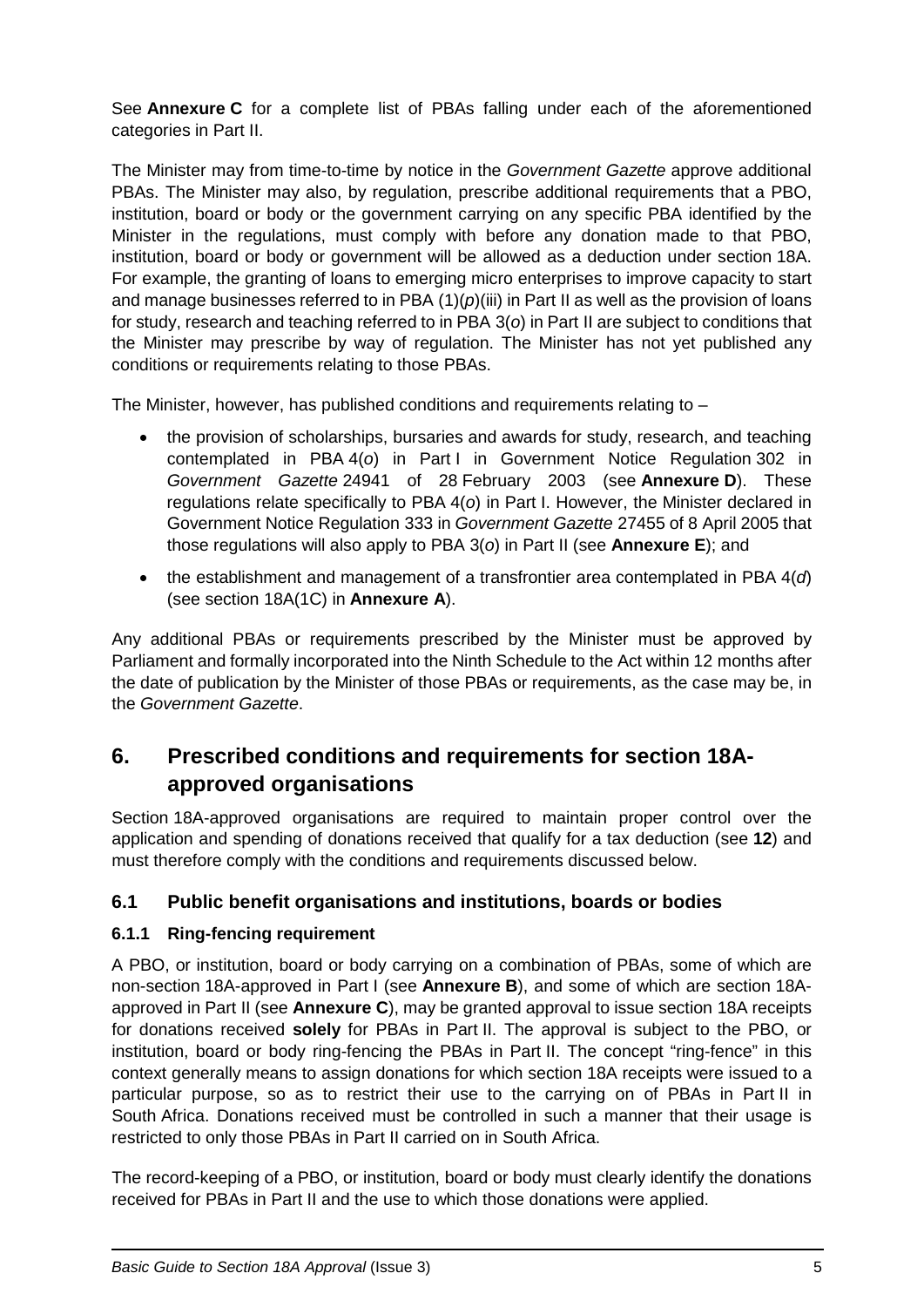See **Annexure C** for a complete list of PBAs falling under each of the aforementioned categories in Part II.

The Minister may from time-to-time by notice in the *Government Gazette* approve additional PBAs. The Minister may also, by regulation, prescribe additional requirements that a PBO, institution, board or body or the government carrying on any specific PBA identified by the Minister in the regulations, must comply with before any donation made to that PBO, institution, board or body or government will be allowed as a deduction under section 18A. For example, the granting of loans to emerging micro enterprises to improve capacity to start and manage businesses referred to in PBA (1)(*p*)(iii) in Part II as well as the provision of loans for study, research and teaching referred to in PBA 3(*o*) in Part II are subject to conditions that the Minister may prescribe by way of regulation. The Minister has not yet published any conditions or requirements relating to those PBAs.

The Minister, however, has published conditions and requirements relating to –

- the provision of scholarships, bursaries and awards for study, research, and teaching contemplated in PBA 4(*o*) in Part I in Government Notice Regulation 302 in *Government Gazette* 24941 of 28 February 2003 (see **Annexure D**). These regulations relate specifically to PBA 4(*o*) in Part I. However, the Minister declared in Government Notice Regulation 333 in *Government Gazette* 27455 of 8 April 2005 that those regulations will also apply to PBA 3(*o*) in Part II (see **Annexure E**); and
- the establishment and management of a transfrontier area contemplated in PBA 4(*d*) (see section 18A(1C) in **Annexure A**).

Any additional PBAs or requirements prescribed by the Minister must be approved by Parliament and formally incorporated into the Ninth Schedule to the Act within 12 months after the date of publication by the Minister of those PBAs or requirements, as the case may be, in the *Government Gazette*.

## 6. Prescribed conditions and requirements for section 18A-approved organisations

Section 18A-approved organisations are required to maintain proper control over the application and spending of donations received that qualify for a tax deduction (see **12**) and must therefore comply with the conditions and requirements discussed below.

### 6.1 Public benefit organisations and institutions, boards or bodies

#### 6.1.1 Ring-fencing requirement

A PBO, or institution, board or body carrying on a combination of PBAs, some of which are non-section 18A-approved in Part I (see **Annexure B**), and some of which are section 18A-approved in Part II (see **Annexure C**), may be granted approval to issue section 18A receipts for donations received **solely** for PBAs in Part II. The approval is subject to the PBO, or institution, board or body ring-fencing the PBAs in Part II. The concept "ring-fence" in this context generally means to assign donations for which section 18A receipts were issued to a particular purpose, so as to restrict their use to the carrying on of PBAs in Part II in South Africa. Donations received must be controlled in such a manner that their usage is restricted to only those PBAs in Part II carried on in South Africa.

The record-keeping of a PBO, or institution, board or body must clearly identify the donations received for PBAs in Part II and the use to which those donations were applied.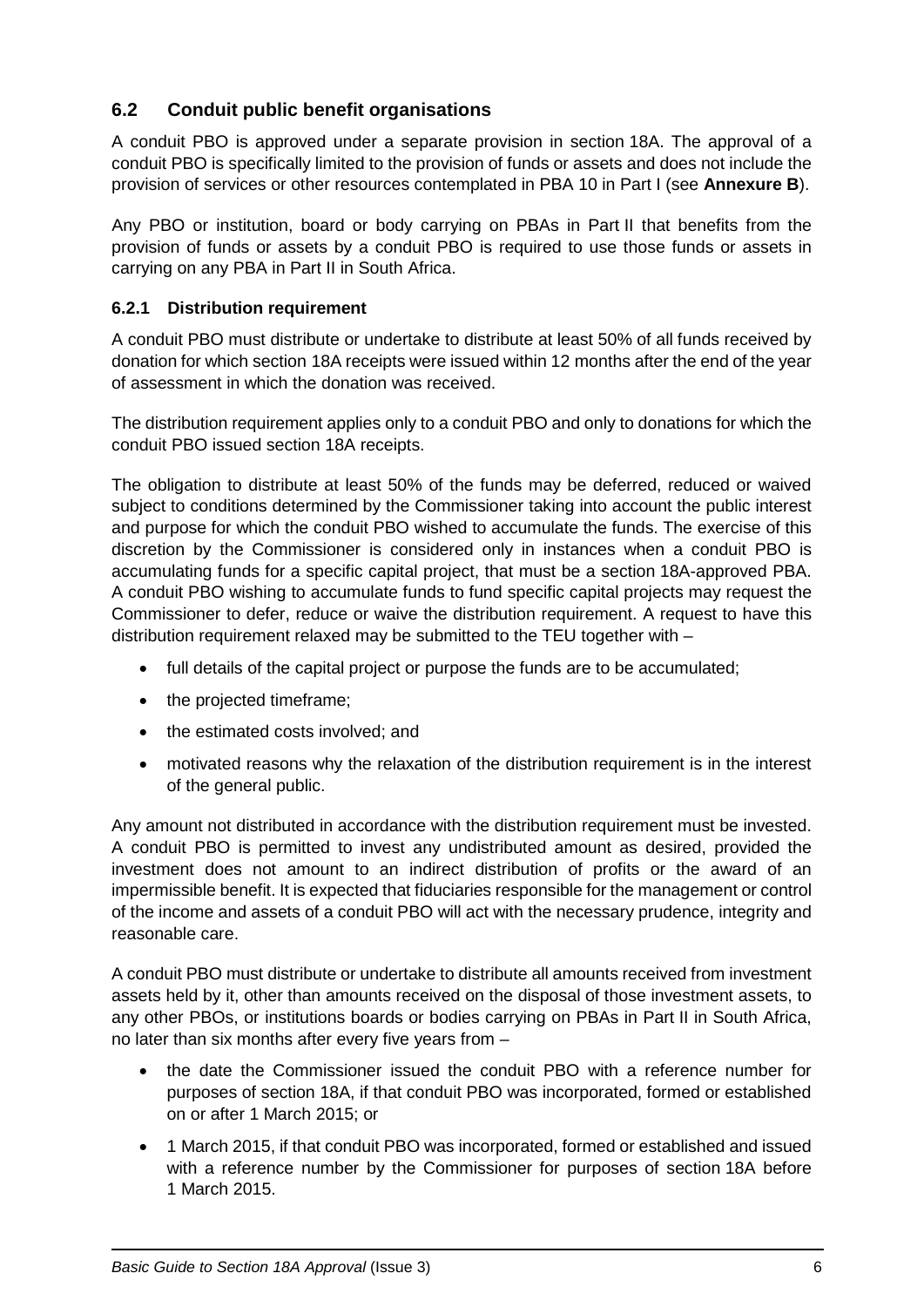## 6.2 Conduit public benefit organisations

A conduit PBO is approved under a separate provision in section 18A. The approval of a conduit PBO is specifically limited to the provision of funds or assets and does not include the provision of services or other resources contemplated in PBA 10 in Part I (see **Annexure B**).

Any PBO or institution, board or body carrying on PBAs in Part II that benefits from the provision of funds or assets by a conduit PBO is required to use those funds or assets in carrying on any PBA in Part II in South Africa.

### 6.2.1 Distribution requirement

A conduit PBO must distribute or undertake to distribute at least 50% of all funds received by donation for which section 18A receipts were issued within 12 months after the end of the year of assessment in which the donation was received.

The distribution requirement applies only to a conduit PBO and only to donations for which the conduit PBO issued section 18A receipts.

The obligation to distribute at least 50% of the funds may be deferred, reduced or waived subject to conditions determined by the Commissioner taking into account the public interest and purpose for which the conduit PBO wished to accumulate the funds. The exercise of this discretion by the Commissioner is considered only in instances when a conduit PBO is accumulating funds for a specific capital project, that must be a section 18A-approved PBA. A conduit PBO wishing to accumulate funds to fund specific capital projects may request the Commissioner to defer, reduce or waive the distribution requirement. A request to have this distribution requirement relaxed may be submitted to the TEU together with –

- full details of the capital project or purpose the funds are to be accumulated;
- the projected timeframe;
- the estimated costs involved; and
- motivated reasons why the relaxation of the distribution requirement is in the interest of the general public.

Any amount not distributed in accordance with the distribution requirement must be invested. A conduit PBO is permitted to invest any undistributed amount as desired, provided the investment does not amount to an indirect distribution of profits or the award of an impermissible benefit. It is expected that fiduciaries responsible for the management or control of the income and assets of a conduit PBO will act with the necessary prudence, integrity and reasonable care.

A conduit PBO must distribute or undertake to distribute all amounts received from investment assets held by it, other than amounts received on the disposal of those investment assets, to any other PBOs, or institutions boards or bodies carrying on PBAs in Part II in South Africa, no later than six months after every five years from –

- the date the Commissioner issued the conduit PBO with a reference number for purposes of section 18A, if that conduit PBO was incorporated, formed or established on or after 1 March 2015; or
- 1 March 2015, if that conduit PBO was incorporated, formed or established and issued with a reference number by the Commissioner for purposes of section 18A before 1 March 2015.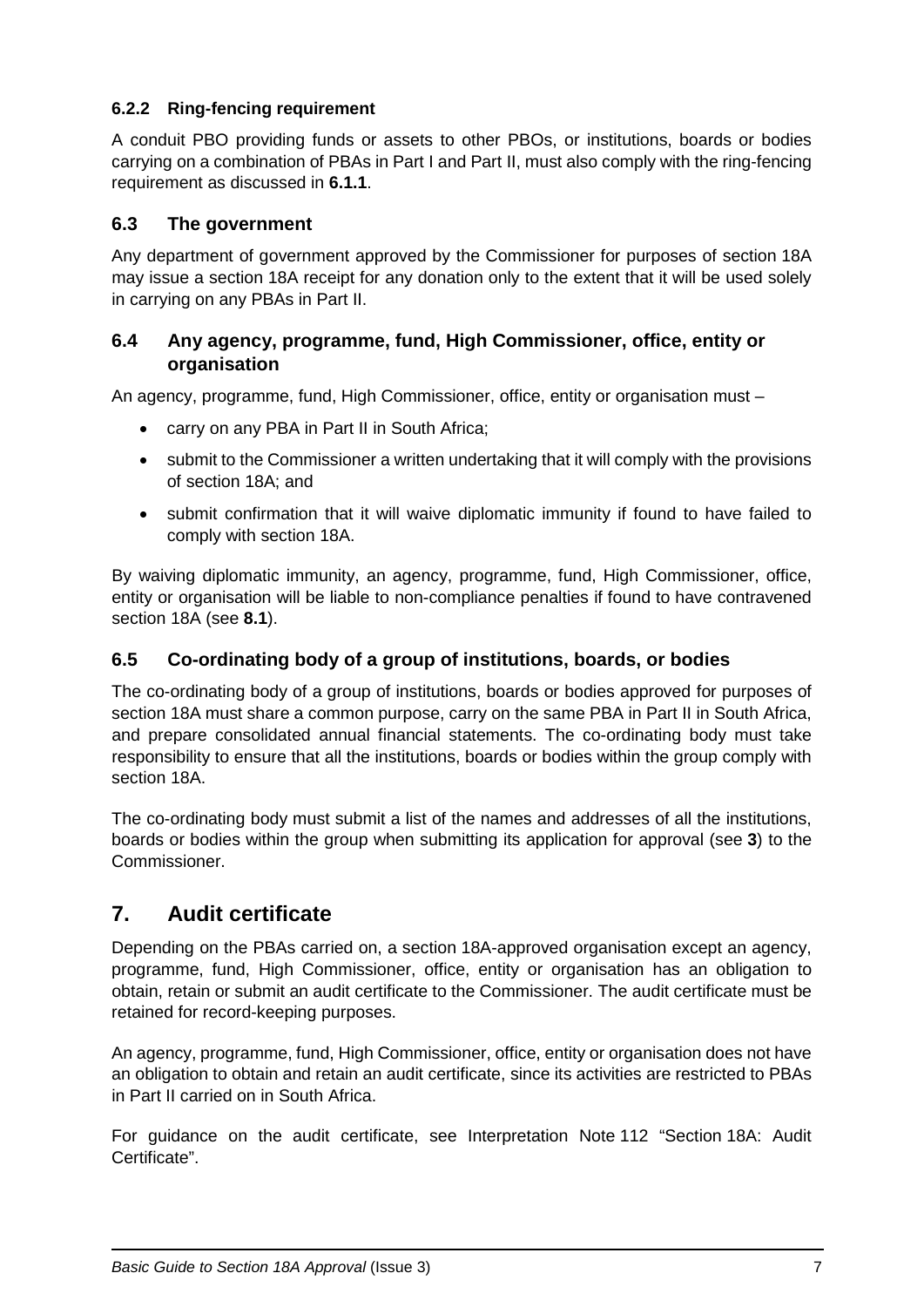### 6.2.2 Ring-fencing requirement

A conduit PBO providing funds or assets to other PBOs, or institutions, boards or bodies carrying on a combination of PBAs in Part I and Part II, must also comply with the ring-fencing requirement as discussed in **6.1.1**.

## 6.3 The government

Any department of government approved by the Commissioner for purposes of section 18A may issue a section 18A receipt for any donation only to the extent that it will be used solely in carrying on any PBAs in Part II.

## 6.4 Any agency, programme, fund, High Commissioner, office, entity or organisation

An agency, programme, fund, High Commissioner, office, entity or organisation must –

- carry on any PBA in Part II in South Africa;
- submit to the Commissioner a written undertaking that it will comply with the provisions of section 18A; and
- submit confirmation that it will waive diplomatic immunity if found to have failed to comply with section 18A.

By waiving diplomatic immunity, an agency, programme, fund, High Commissioner, office, entity or organisation will be liable to non-compliance penalties if found to have contravened section 18A (see **8.1**).

## 6.5 Co-ordinating body of a group of institutions, boards, or bodies

The co-ordinating body of a group of institutions, boards or bodies approved for purposes of section 18A must share a common purpose, carry on the same PBA in Part II in South Africa, and prepare consolidated annual financial statements. The co-ordinating body must take responsibility to ensure that all the institutions, boards or bodies within the group comply with section 18A.

The co-ordinating body must submit a list of the names and addresses of all the institutions, boards or bodies within the group when submitting its application for approval (see **3**) to the Commissioner.

# 7. Audit certificate

Depending on the PBAs carried on, a section 18A-approved organisation except an agency, programme, fund, High Commissioner, office, entity or organisation has an obligation to obtain, retain or submit an audit certificate to the Commissioner. The audit certificate must be retained for record-keeping purposes.

An agency, programme, fund, High Commissioner, office, entity or organisation does not have an obligation to obtain and retain an audit certificate, since its activities are restricted to PBAs in Part II carried on in South Africa.

For guidance on the audit certificate, see Interpretation Note 112 "Section 18A: Audit Certificate".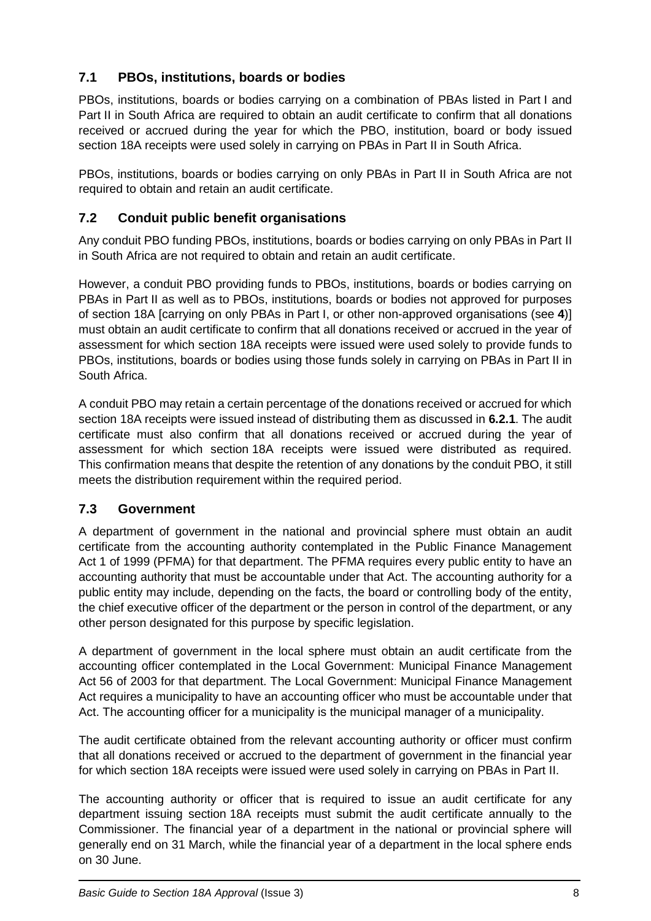## 7.1 PBOs, institutions, boards or bodies

PBOs, institutions, boards or bodies carrying on a combination of PBAs listed in Part I and Part II in South Africa are required to obtain an audit certificate to confirm that all donations received or accrued during the year for which the PBO, institution, board or body issued section 18A receipts were used solely in carrying on PBAs in Part II in South Africa.

PBOs, institutions, boards or bodies carrying on only PBAs in Part II in South Africa are not required to obtain and retain an audit certificate.

## 7.2 Conduit public benefit organisations

Any conduit PBO funding PBOs, institutions, boards or bodies carrying on only PBAs in Part II in South Africa are not required to obtain and retain an audit certificate.

However, a conduit PBO providing funds to PBOs, institutions, boards or bodies carrying on PBAs in Part II as well as to PBOs, institutions, boards or bodies not approved for purposes of section 18A [carrying on only PBAs in Part I, or other non-approved organisations (see **4**)] must obtain an audit certificate to confirm that all donations received or accrued in the year of assessment for which section 18A receipts were issued were used solely to provide funds to PBOs, institutions, boards or bodies using those funds solely in carrying on PBAs in Part II in South Africa.

A conduit PBO may retain a certain percentage of the donations received or accrued for which section 18A receipts were issued instead of distributing them as discussed in **6.2.1**. The audit certificate must also confirm that all donations received or accrued during the year of assessment for which section 18A receipts were issued were distributed as required. This confirmation means that despite the retention of any donations by the conduit PBO, it still meets the distribution requirement within the required period.

## 7.3 Government

A department of government in the national and provincial sphere must obtain an audit certificate from the accounting authority contemplated in the Public Finance Management Act 1 of 1999 (PFMA) for that department. The PFMA requires every public entity to have an accounting authority that must be accountable under that Act. The accounting authority for a public entity may include, depending on the facts, the board or controlling body of the entity, the chief executive officer of the department or the person in control of the department, or any other person designated for this purpose by specific legislation.

A department of government in the local sphere must obtain an audit certificate from the accounting officer contemplated in the Local Government: Municipal Finance Management Act 56 of 2003 for that department. The Local Government: Municipal Finance Management Act requires a municipality to have an accounting officer who must be accountable under that Act. The accounting officer for a municipality is the municipal manager of a municipality.

The audit certificate obtained from the relevant accounting authority or officer must confirm that all donations received or accrued to the department of government in the financial year for which section 18A receipts were issued were used solely in carrying on PBAs in Part II.

The accounting authority or officer that is required to issue an audit certificate for any department issuing section 18A receipts must submit the audit certificate annually to the Commissioner. The financial year of a department in the national or provincial sphere will generally end on 31 March, while the financial year of a department in the local sphere ends on 30 June.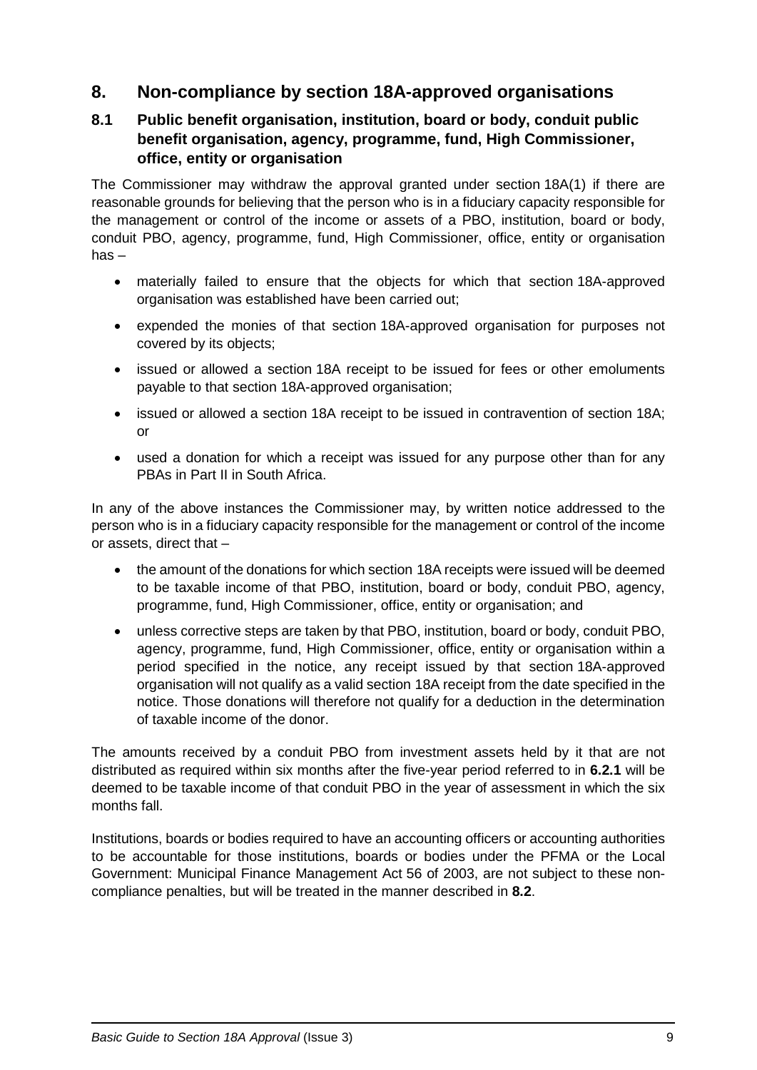## 8. Non-compliance by section 18A-approved organisations

### 8.1 Public benefit organisation, institution, board or body, conduit public benefit organisation, agency, programme, fund, High Commissioner, office, entity or organisation

The Commissioner may withdraw the approval granted under section 18A(1) if there are reasonable grounds for believing that the person who is in a fiduciary capacity responsible for the management or control of the income or assets of a PBO, institution, board or body, conduit PBO, agency, programme, fund, High Commissioner, office, entity or organisation has –

- materially failed to ensure that the objects for which that section 18A-approved organisation was established have been carried out;
- expended the monies of that section 18A-approved organisation for purposes not covered by its objects;
- issued or allowed a section 18A receipt to be issued for fees or other emoluments payable to that section 18A-approved organisation;
- issued or allowed a section 18A receipt to be issued in contravention of section 18A; or
- used a donation for which a receipt was issued for any purpose other than for any PBAs in Part II in South Africa.

In any of the above instances the Commissioner may, by written notice addressed to the person who is in a fiduciary capacity responsible for the management or control of the income or assets, direct that –

- the amount of the donations for which section 18A receipts were issued will be deemed to be taxable income of that PBO, institution, board or body, conduit PBO, agency, programme, fund, High Commissioner, office, entity or organisation; and
- unless corrective steps are taken by that PBO, institution, board or body, conduit PBO, agency, programme, fund, High Commissioner, office, entity or organisation within a period specified in the notice, any receipt issued by that section 18A-approved organisation will not qualify as a valid section 18A receipt from the date specified in the notice. Those donations will therefore not qualify for a deduction in the determination of taxable income of the donor.

The amounts received by a conduit PBO from investment assets held by it that are not distributed as required within six months after the five-year period referred to in **6.2.1** will be deemed to be taxable income of that conduit PBO in the year of assessment in which the six months fall.

Institutions, boards or bodies required to have an accounting officers or accounting authorities to be accountable for those institutions, boards or bodies under the PFMA or the Local Government: Municipal Finance Management Act 56 of 2003, are not subject to these non-compliance penalties, but will be treated in the manner described in **8.2**.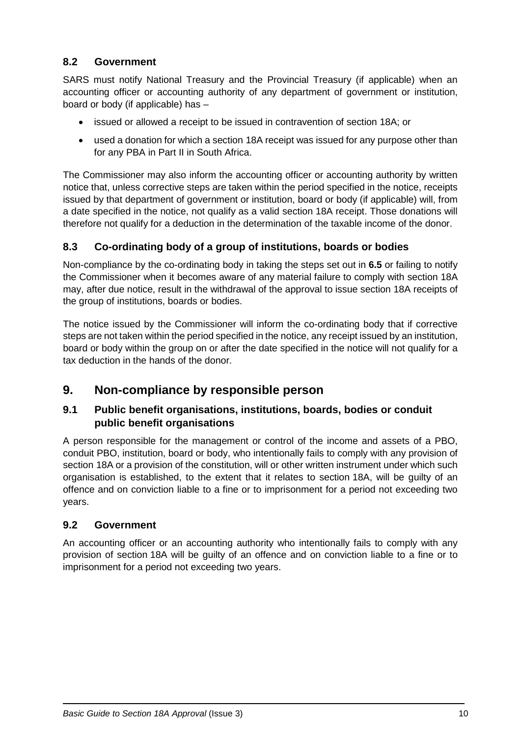### 8.2 Government

SARS must notify National Treasury and the Provincial Treasury (if applicable) when an accounting officer or accounting authority of any department of government or institution, board or body (if applicable) has –

- issued or allowed a receipt to be issued in contravention of section 18A; or
- used a donation for which a section 18A receipt was issued for any purpose other than for any PBA in Part II in South Africa.

The Commissioner may also inform the accounting officer or accounting authority by written notice that, unless corrective steps are taken within the period specified in the notice, receipts issued by that department of government or institution, board or body (if applicable) will, from a date specified in the notice, not qualify as a valid section 18A receipt. Those donations will therefore not qualify for a deduction in the determination of the taxable income of the donor.

### 8.3 Co-ordinating body of a group of institutions, boards or bodies

Non-compliance by the co-ordinating body in taking the steps set out in **6.5** or failing to notify the Commissioner when it becomes aware of any material failure to comply with section 18A may, after due notice, result in the withdrawal of the approval to issue section 18A receipts of the group of institutions, boards or bodies.

The notice issued by the Commissioner will inform the co-ordinating body that if corrective steps are not taken within the period specified in the notice, any receipt issued by an institution, board or body within the group on or after the date specified in the notice will not qualify for a tax deduction in the hands of the donor.

## 9. Non-compliance by responsible person

### 9.1 Public benefit organisations, institutions, boards, bodies or conduit public benefit organisations

A person responsible for the management or control of the income and assets of a PBO, conduit PBO, institution, board or body, who intentionally fails to comply with any provision of section 18A or a provision of the constitution, will or other written instrument under which such organisation is established, to the extent that it relates to section 18A, will be guilty of an offence and on conviction liable to a fine or to imprisonment for a period not exceeding two years.

### 9.2 Government

An accounting officer or an accounting authority who intentionally fails to comply with any provision of section 18A will be guilty of an offence and on conviction liable to a fine or to imprisonment for a period not exceeding two years.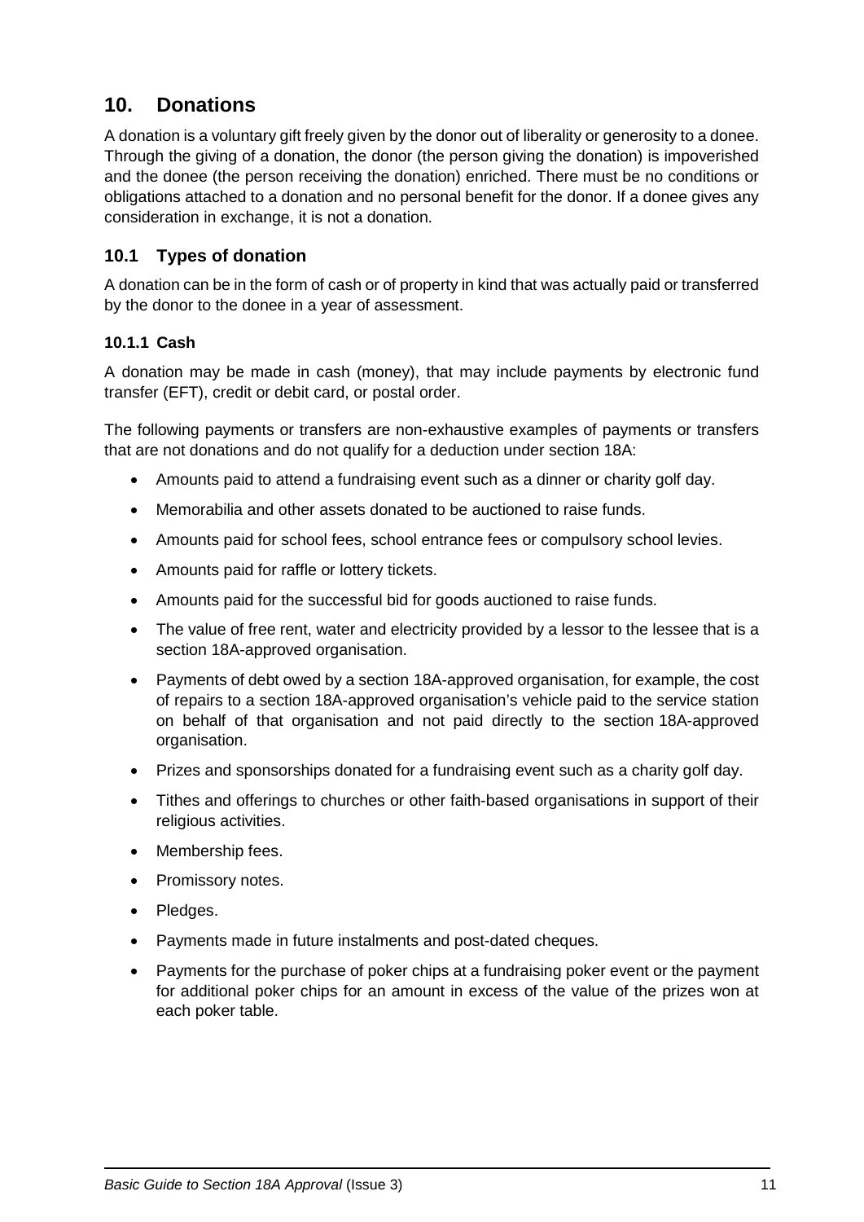# 10. Donations

A donation is a voluntary gift freely given by the donor out of liberality or generosity to a donee. Through the giving of a donation, the donor (the person giving the donation) is impoverished and the donee (the person receiving the donation) enriched. There must be no conditions or obligations attached to a donation and no personal benefit for the donor. If a donee gives any consideration in exchange, it is not a donation.

## 10.1 Types of donation

A donation can be in the form of cash or of property in kind that was actually paid or transferred by the donor to the donee in a year of assessment.

### 10.1.1 Cash

A donation may be made in cash (money), that may include payments by electronic fund transfer (EFT), credit or debit card, or postal order.

The following payments or transfers are non-exhaustive examples of payments or transfers that are not donations and do not qualify for a deduction under section 18A:

- Amounts paid to attend a fundraising event such as a dinner or charity golf day.
- Memorabilia and other assets donated to be auctioned to raise funds.
- Amounts paid for school fees, school entrance fees or compulsory school levies.
- Amounts paid for raffle or lottery tickets.
- Amounts paid for the successful bid for goods auctioned to raise funds.
- The value of free rent, water and electricity provided by a lessor to the lessee that is a section 18A-approved organisation.
- Payments of debt owed by a section 18A-approved organisation, for example, the cost of repairs to a section 18A-approved organisation's vehicle paid to the service station on behalf of that organisation and not paid directly to the section 18A-approved organisation.
- Prizes and sponsorships donated for a fundraising event such as a charity golf day.
- Tithes and offerings to churches or other faith-based organisations in support of their religious activities.
- Membership fees.
- Promissory notes.
- Pledges.
- Payments made in future instalments and post-dated cheques.
- Payments for the purchase of poker chips at a fundraising poker event or the payment for additional poker chips for an amount in excess of the value of the prizes won at each poker table.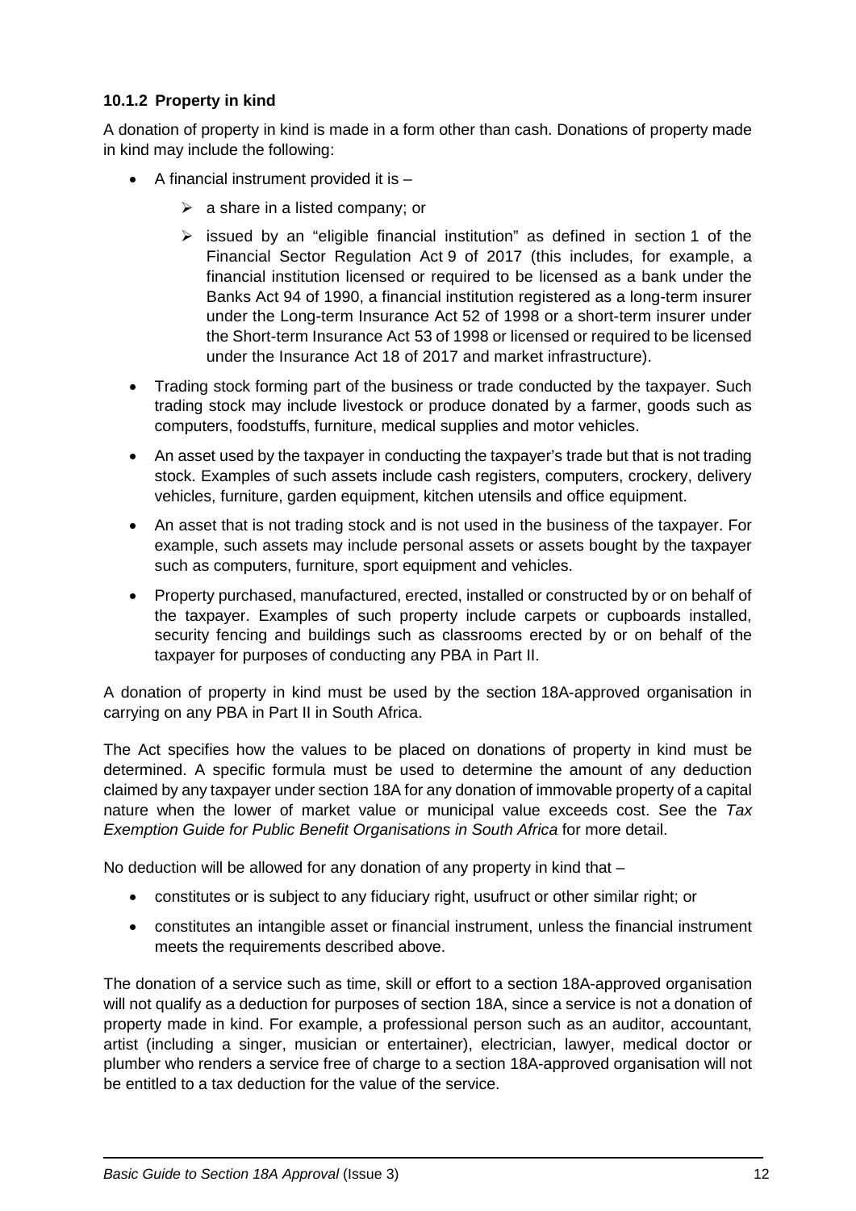### 10.1.2 Property in kind

A donation of property in kind is made in a form other than cash. Donations of property made in kind may include the following:

- A financial instrument provided it is –
  - a share in a listed company; or
  - issued by an "eligible financial institution" as defined in section 1 of the Financial Sector Regulation Act 9 of 2017 (this includes, for example, a financial institution licensed or required to be licensed as a bank under the Banks Act 94 of 1990, a financial institution registered as a long-term insurer under the Long-term Insurance Act 52 of 1998 or a short-term insurer under the Short-term Insurance Act 53 of 1998 or licensed or required to be licensed under the Insurance Act 18 of 2017 and market infrastructure).
- Trading stock forming part of the business or trade conducted by the taxpayer. Such trading stock may include livestock or produce donated by a farmer, goods such as computers, foodstuffs, furniture, medical supplies and motor vehicles.
- An asset used by the taxpayer in conducting the taxpayer's trade but that is not trading stock. Examples of such assets include cash registers, computers, crockery, delivery vehicles, furniture, garden equipment, kitchen utensils and office equipment.
- An asset that is not trading stock and is not used in the business of the taxpayer. For example, such assets may include personal assets or assets bought by the taxpayer such as computers, furniture, sport equipment and vehicles.
- Property purchased, manufactured, erected, installed or constructed by or on behalf of the taxpayer. Examples of such property include carpets or cupboards installed, security fencing and buildings such as classrooms erected by or on behalf of the taxpayer for purposes of conducting any PBA in Part II.

A donation of property in kind must be used by the section 18A-approved organisation in carrying on any PBA in Part II in South Africa.

The Act specifies how the values to be placed on donations of property in kind must be determined. A specific formula must be used to determine the amount of any deduction claimed by any taxpayer under section 18A for any donation of immovable property of a capital nature when the lower of market value or municipal value exceeds cost. See the *Tax Exemption Guide for Public Benefit Organisations in South Africa* for more detail.

No deduction will be allowed for any donation of any property in kind that –

- constitutes or is subject to any fiduciary right, usufruct or other similar right; or
- constitutes an intangible asset or financial instrument, unless the financial instrument meets the requirements described above.

The donation of a service such as time, skill or effort to a section 18A-approved organisation will not qualify as a deduction for purposes of section 18A, since a service is not a donation of property made in kind. For example, a professional person such as an auditor, accountant, artist (including a singer, musician or entertainer), electrician, lawyer, medical doctor or plumber who renders a service free of charge to a section 18A-approved organisation will not be entitled to a tax deduction for the value of the service.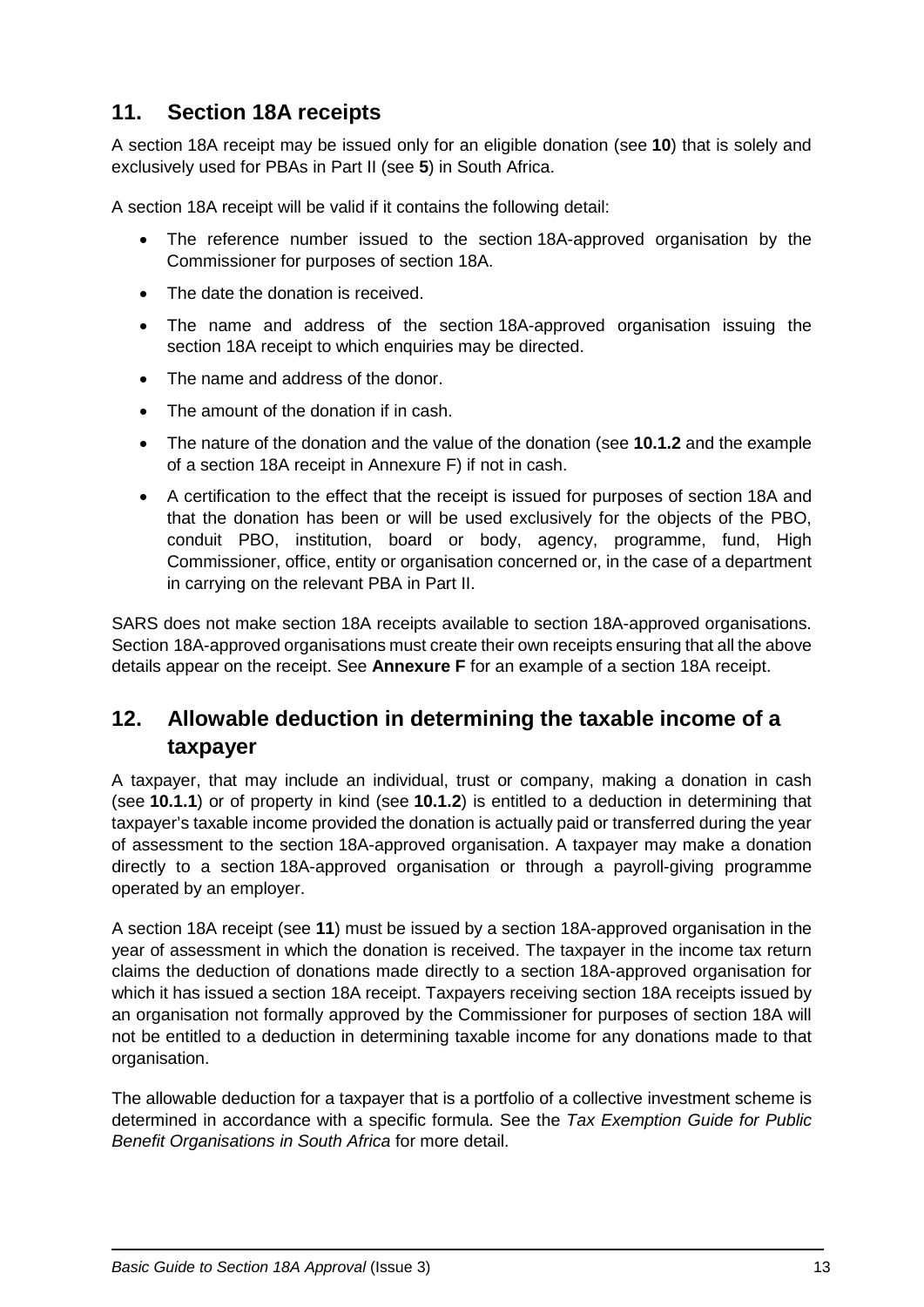## 11. Section 18A receipts

A section 18A receipt may be issued only for an eligible donation (see **10**) that is solely and exclusively used for PBAs in Part II (see **5**) in South Africa.

A section 18A receipt will be valid if it contains the following detail:

- The reference number issued to the section 18A-approved organisation by the Commissioner for purposes of section 18A.
- The date the donation is received.
- The name and address of the section 18A-approved organisation issuing the section 18A receipt to which enquiries may be directed.
- The name and address of the donor.
- The amount of the donation if in cash.
- The nature of the donation and the value of the donation (see **10.1.2** and the example of a section 18A receipt in Annexure F) if not in cash.
- A certification to the effect that the receipt is issued for purposes of section 18A and that the donation has been or will be used exclusively for the objects of the PBO, conduit PBO, institution, board or body, agency, programme, fund, High Commissioner, office, entity or organisation concerned or, in the case of a department in carrying on the relevant PBA in Part II.

SARS does not make section 18A receipts available to section 18A-approved organisations. Section 18A-approved organisations must create their own receipts ensuring that all the above details appear on the receipt. See **Annexure F** for an example of a section 18A receipt.

## 12. Allowable deduction in determining the taxable income of a taxpayer

A taxpayer, that may include an individual, trust or company, making a donation in cash (see **10.1.1**) or of property in kind (see **10.1.2**) is entitled to a deduction in determining that taxpayer's taxable income provided the donation is actually paid or transferred during the year of assessment to the section 18A-approved organisation. A taxpayer may make a donation directly to a section 18A-approved organisation or through a payroll-giving programme operated by an employer.

A section 18A receipt (see **11**) must be issued by a section 18A-approved organisation in the year of assessment in which the donation is received. The taxpayer in the income tax return claims the deduction of donations made directly to a section 18A-approved organisation for which it has issued a section 18A receipt. Taxpayers receiving section 18A receipts issued by an organisation not formally approved by the Commissioner for purposes of section 18A will not be entitled to a deduction in determining taxable income for any donations made to that organisation.

The allowable deduction for a taxpayer that is a portfolio of a collective investment scheme is determined in accordance with a specific formula. See the *Tax Exemption Guide for Public Benefit Organisations in South Africa* for more detail.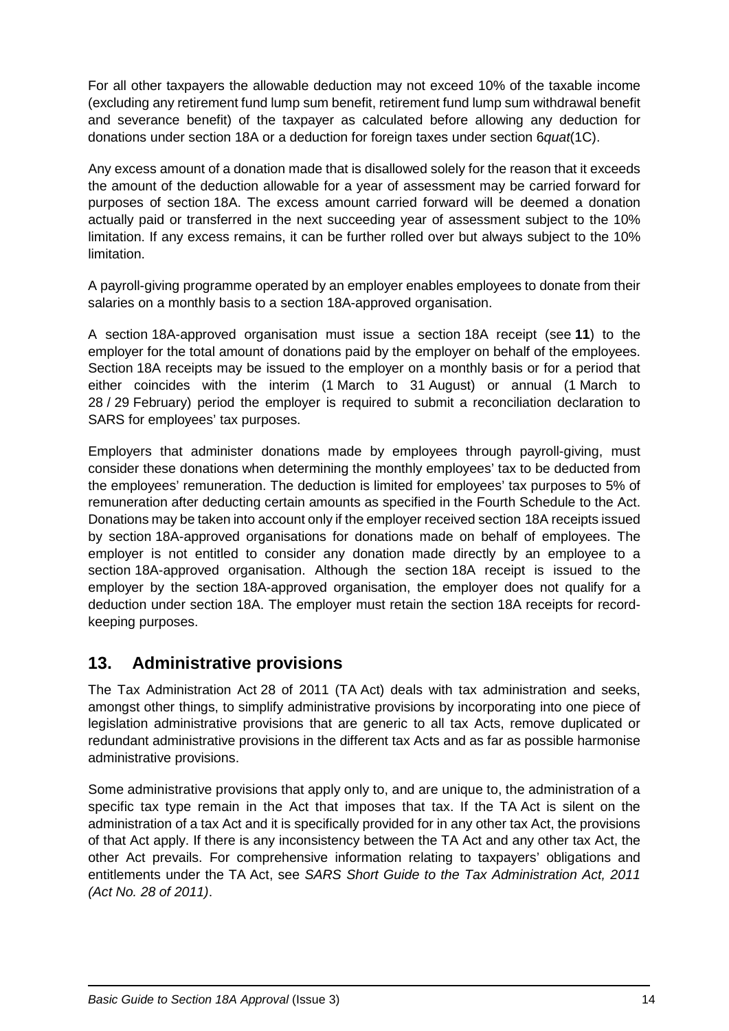For all other taxpayers the allowable deduction may not exceed 10% of the taxable income (excluding any retirement fund lump sum benefit, retirement fund lump sum withdrawal benefit and severance benefit) of the taxpayer as calculated before allowing any deduction for donations under section 18A or a deduction for foreign taxes under section 6*quat*(1C).

Any excess amount of a donation made that is disallowed solely for the reason that it exceeds the amount of the deduction allowable for a year of assessment may be carried forward for purposes of section 18A. The excess amount carried forward will be deemed a donation actually paid or transferred in the next succeeding year of assessment subject to the 10% limitation. If any excess remains, it can be further rolled over but always subject to the 10% limitation.

A payroll-giving programme operated by an employer enables employees to donate from their salaries on a monthly basis to a section 18A-approved organisation.

A section 18A-approved organisation must issue a section 18A receipt (see **11**) to the employer for the total amount of donations paid by the employer on behalf of the employees. Section 18A receipts may be issued to the employer on a monthly basis or for a period that either coincides with the interim (1 March to 31 August) or annual (1 March to 28 / 29 February) period the employer is required to submit a reconciliation declaration to SARS for employees' tax purposes.

Employers that administer donations made by employees through payroll-giving, must consider these donations when determining the monthly employees' tax to be deducted from the employees' remuneration. The deduction is limited for employees' tax purposes to 5% of remuneration after deducting certain amounts as specified in the Fourth Schedule to the Act. Donations may be taken into account only if the employer received section 18A receipts issued by section 18A-approved organisations for donations made on behalf of employees. The employer is not entitled to consider any donation made directly by an employee to a section 18A-approved organisation. Although the section 18A receipt is issued to the employer by the section 18A-approved organisation, the employer does not qualify for a deduction under section 18A. The employer must retain the section 18A receipts for record-keeping purposes.

## 13. Administrative provisions

The Tax Administration Act 28 of 2011 (TA Act) deals with tax administration and seeks, amongst other things, to simplify administrative provisions by incorporating into one piece of legislation administrative provisions that are generic to all tax Acts, remove duplicated or redundant administrative provisions in the different tax Acts and as far as possible harmonise administrative provisions.

Some administrative provisions that apply only to, and are unique to, the administration of a specific tax type remain in the Act that imposes that tax. If the TA Act is silent on the administration of a tax Act and it is specifically provided for in any other tax Act, the provisions of that Act apply. If there is any inconsistency between the TA Act and any other tax Act, the other Act prevails. For comprehensive information relating to taxpayers' obligations and entitlements under the TA Act, see *SARS Short Guide to the Tax Administration Act, 2011 (Act No. 28 of 2011)*.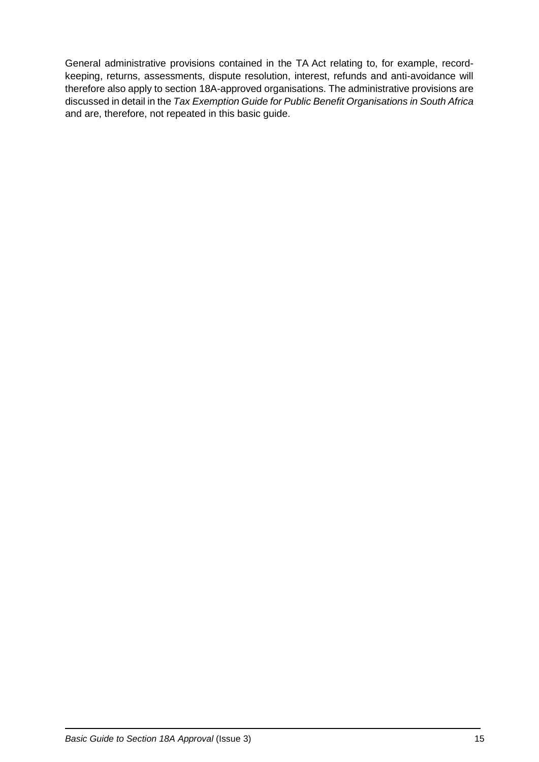General administrative provisions contained in the TA Act relating to, for example, record-keeping, returns, assessments, dispute resolution, interest, refunds and anti-avoidance will therefore also apply to section 18A-approved organisations. The administrative provisions are discussed in detail in the *Tax Exemption Guide for Public Benefit Organisations in South Africa* and are, therefore, not repeated in this basic guide.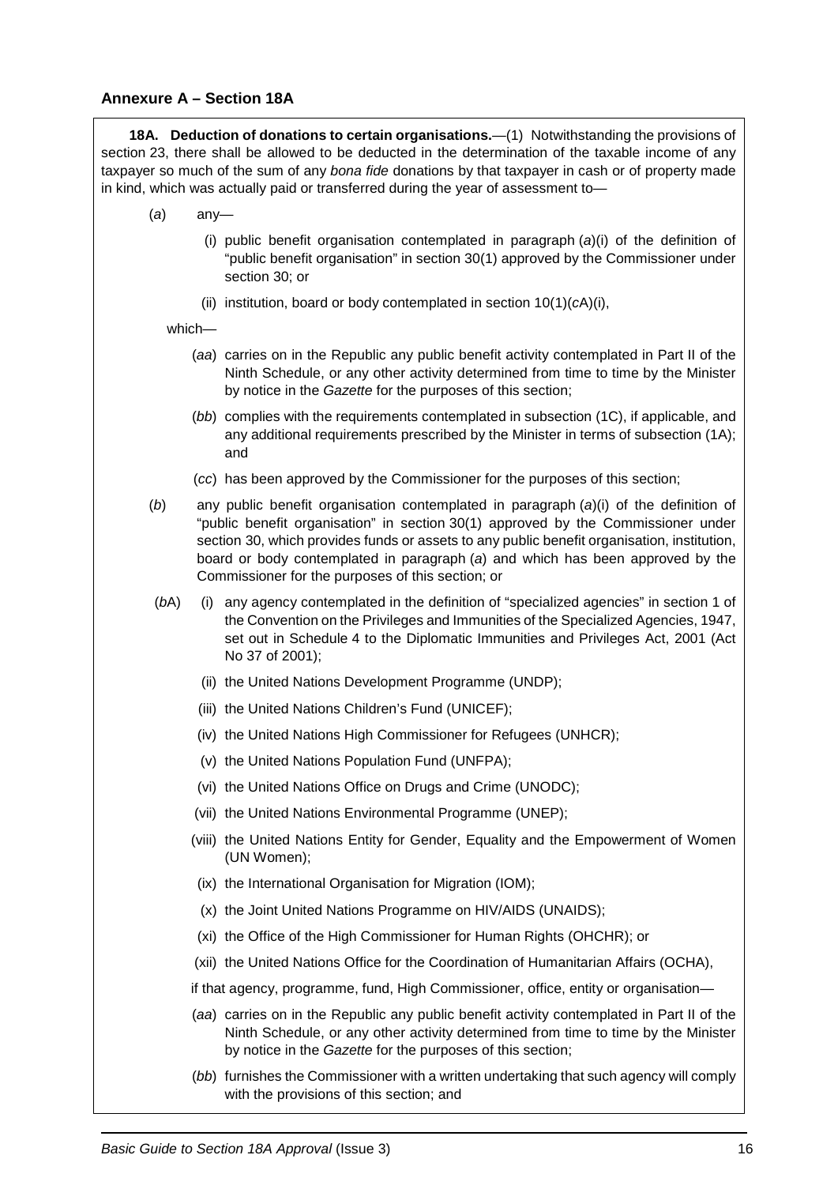## Annexure A – Section 18A

**18A. Deduction of donations to certain organisations.**—(1) Notwithstanding the provisions of section 23, there shall be allowed to be deducted in the determination of the taxable income of any taxpayer so much of the sum of any *bona fide* donations by that taxpayer in cash or of property made in kind, which was actually paid or transferred during the year of assessment to—

(*a*) any—

(i) public benefit organisation contemplated in paragraph (*a*)(i) of the definition of "public benefit organisation" in section 30(1) approved by the Commissioner under section 30; or

(ii) institution, board or body contemplated in section 10(1)(*c*A)(i),

which—

(*aa*) carries on in the Republic any public benefit activity contemplated in Part II of the Ninth Schedule, or any other activity determined from time to time by the Minister by notice in the *Gazette* for the purposes of this section;

(*bb*) complies with the requirements contemplated in subsection (1C), if applicable, and any additional requirements prescribed by the Minister in terms of subsection (1A); and

(*cc*) has been approved by the Commissioner for the purposes of this section;

(*b*) any public benefit organisation contemplated in paragraph (*a*)(i) of the definition of "public benefit organisation" in section 30(1) approved by the Commissioner under section 30, which provides funds or assets to any public benefit organisation, institution, board or body contemplated in paragraph (*a*) and which has been approved by the Commissioner for the purposes of this section; or

(*b*A) (i) any agency contemplated in the definition of "specialized agencies" in section 1 of the Convention on the Privileges and Immunities of the Specialized Agencies, 1947, set out in Schedule 4 to the Diplomatic Immunities and Privileges Act, 2001 (Act No 37 of 2001);

(ii) the United Nations Development Programme (UNDP);

(iii) the United Nations Children's Fund (UNICEF);

(iv) the United Nations High Commissioner for Refugees (UNHCR);

(v) the United Nations Population Fund (UNFPA);

(vi) the United Nations Office on Drugs and Crime (UNODC);

(vii) the United Nations Environmental Programme (UNEP);

(viii) the United Nations Entity for Gender, Equality and the Empowerment of Women (UN Women);

(ix) the International Organisation for Migration (IOM);

(x) the Joint United Nations Programme on HIV/AIDS (UNAIDS);

(xi) the Office of the High Commissioner for Human Rights (OHCHR); or

(xii) the United Nations Office for the Coordination of Humanitarian Affairs (OCHA),

if that agency, programme, fund, High Commissioner, office, entity or organisation—

(*aa*) carries on in the Republic any public benefit activity contemplated in Part II of the Ninth Schedule, or any other activity determined from time to time by the Minister by notice in the *Gazette* for the purposes of this section;

(*bb*) furnishes the Commissioner with a written undertaking that such agency will comply with the provisions of this section; and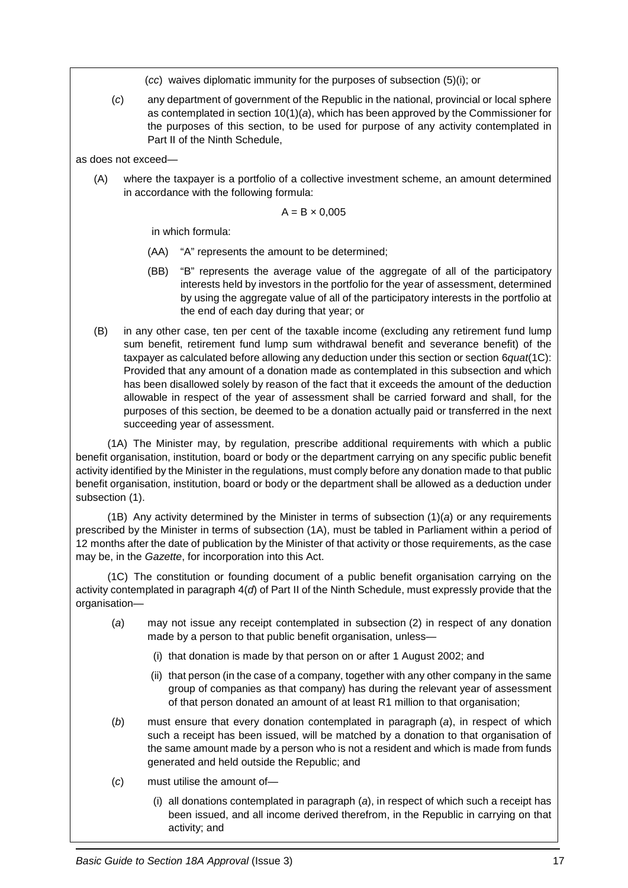(*cc*) waives diplomatic immunity for the purposes of subsection (5)(i); or

(*c*) any department of government of the Republic in the national, provincial or local sphere as contemplated in section 10(1)(*a*), which has been approved by the Commissioner for the purposes of this section, to be used for purpose of any activity contemplated in Part II of the Ninth Schedule,

as does not exceed—

(A) where the taxpayer is a portfolio of a collective investment scheme, an amount determined in accordance with the following formula:

$$A = B \times 0{,}005$$

in which formula:

(AA) "A" represents the amount to be determined;

(BB) "B" represents the average value of the aggregate of all of the participatory interests held by investors in the portfolio for the year of assessment, determined by using the aggregate value of all of the participatory interests in the portfolio at the end of each day during that year; or

(B) in any other case, ten per cent of the taxable income (excluding any retirement fund lump sum benefit, retirement fund lump sum withdrawal benefit and severance benefit) of the taxpayer as calculated before allowing any deduction under this section or section 6*quat*(1C): Provided that any amount of a donation made as contemplated in this subsection and which has been disallowed solely by reason of the fact that it exceeds the amount of the deduction allowable in respect of the year of assessment shall be carried forward and shall, for the purposes of this section, be deemed to be a donation actually paid or transferred in the next succeeding year of assessment.

(1A) The Minister may, by regulation, prescribe additional requirements with which a public benefit organisation, institution, board or body or the department carrying on any specific public benefit activity identified by the Minister in the regulations, must comply before any donation made to that public benefit organisation, institution, board or body or the department shall be allowed as a deduction under subsection (1).

(1B) Any activity determined by the Minister in terms of subsection (1)(*a*) or any requirements prescribed by the Minister in terms of subsection (1A), must be tabled in Parliament within a period of 12 months after the date of publication by the Minister of that activity or those requirements, as the case may be, in the *Gazette*, for incorporation into this Act.

(1C) The constitution or founding document of a public benefit organisation carrying on the activity contemplated in paragraph 4(*d*) of Part II of the Ninth Schedule, must expressly provide that the organisation—

(*a*) may not issue any receipt contemplated in subsection (2) in respect of any donation made by a person to that public benefit organisation, unless—

(i) that donation is made by that person on or after 1 August 2002; and

(ii) that person (in the case of a company, together with any other company in the same group of companies as that company) has during the relevant year of assessment of that person donated an amount of at least R1 million to that organisation;

(*b*) must ensure that every donation contemplated in paragraph (*a*), in respect of which such a receipt has been issued, will be matched by a donation to that organisation of the same amount made by a person who is not a resident and which is made from funds generated and held outside the Republic; and

(*c*) must utilise the amount of—

(i) all donations contemplated in paragraph (*a*), in respect of which such a receipt has been issued, and all income derived therefrom, in the Republic in carrying on that activity; and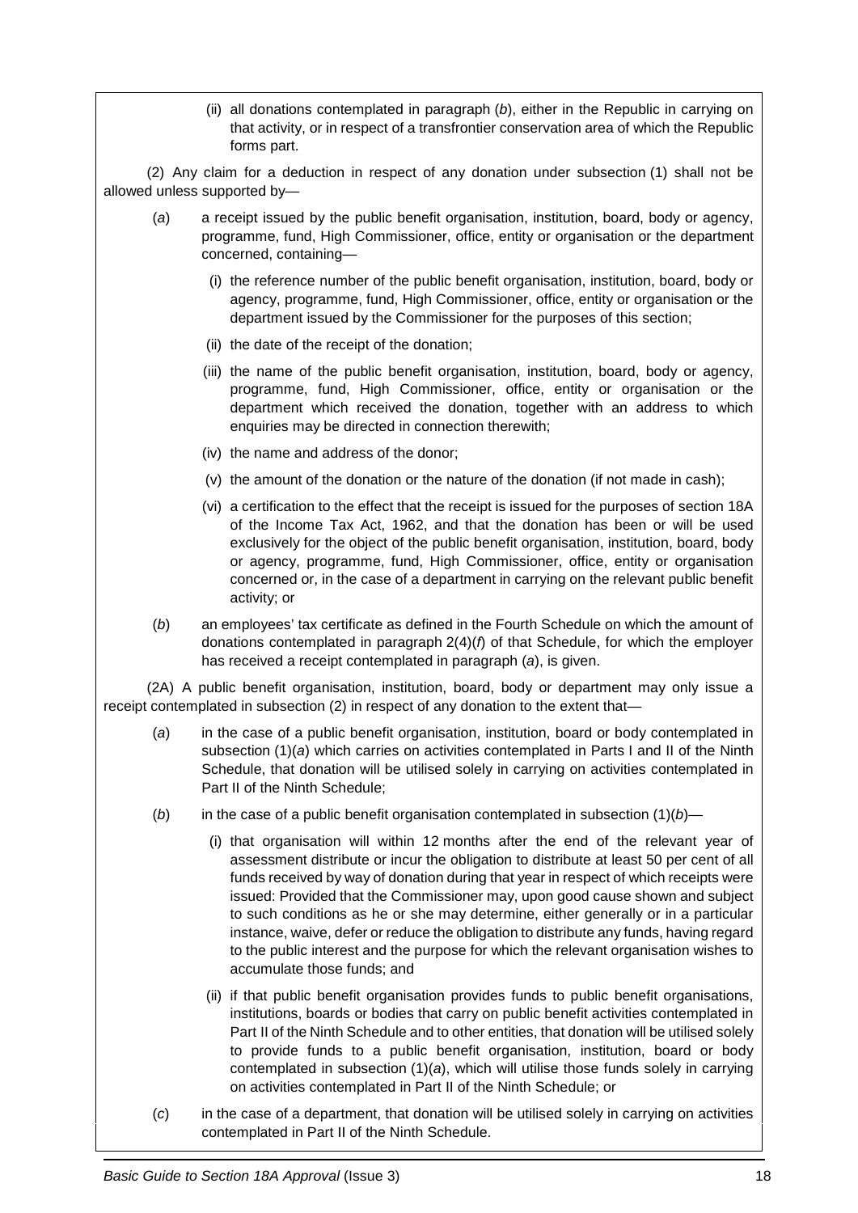(ii) all donations contemplated in paragraph (*b*), either in the Republic in carrying on that activity, or in respect of a transfrontier conservation area of which the Republic forms part.

(2) Any claim for a deduction in respect of any donation under subsection (1) shall not be allowed unless supported by—

(*a*) a receipt issued by the public benefit organisation, institution, board, body or agency, programme, fund, High Commissioner, office, entity or organisation or the department concerned, containing—

(i) the reference number of the public benefit organisation, institution, board, body or agency, programme, fund, High Commissioner, office, entity or organisation or the department issued by the Commissioner for the purposes of this section;

(ii) the date of the receipt of the donation;

(iii) the name of the public benefit organisation, institution, board, body or agency, programme, fund, High Commissioner, office, entity or organisation or the department which received the donation, together with an address to which enquiries may be directed in connection therewith;

(iv) the name and address of the donor;

(v) the amount of the donation or the nature of the donation (if not made in cash);

(vi) a certification to the effect that the receipt is issued for the purposes of section 18A of the Income Tax Act, 1962, and that the donation has been or will be used exclusively for the object of the public benefit organisation, institution, board, body or agency, programme, fund, High Commissioner, office, entity or organisation concerned or, in the case of a department in carrying on the relevant public benefit activity; or

(*b*) an employees' tax certificate as defined in the Fourth Schedule on which the amount of donations contemplated in paragraph 2(4)(*f*) of that Schedule, for which the employer has received a receipt contemplated in paragraph (*a*), is given.

(2A) A public benefit organisation, institution, board, body or department may only issue a receipt contemplated in subsection (2) in respect of any donation to the extent that—

(*a*) in the case of a public benefit organisation, institution, board or body contemplated in subsection (1)(*a*) which carries on activities contemplated in Parts I and II of the Ninth Schedule, that donation will be utilised solely in carrying on activities contemplated in Part II of the Ninth Schedule;

(*b*) in the case of a public benefit organisation contemplated in subsection (1)(*b*)—

(i) that organisation will within 12 months after the end of the relevant year of assessment distribute or incur the obligation to distribute at least 50 per cent of all funds received by way of donation during that year in respect of which receipts were issued: Provided that the Commissioner may, upon good cause shown and subject to such conditions as he or she may determine, either generally or in a particular instance, waive, defer or reduce the obligation to distribute any funds, having regard to the public interest and the purpose for which the relevant organisation wishes to accumulate those funds; and

(ii) if that public benefit organisation provides funds to public benefit organisations, institutions, boards or bodies that carry on public benefit activities contemplated in Part II of the Ninth Schedule and to other entities, that donation will be utilised solely to provide funds to a public benefit organisation, institution, board or body contemplated in subsection (1)(*a*), which will utilise those funds solely in carrying on activities contemplated in Part II of the Ninth Schedule; or

(*c*) in the case of a department, that donation will be utilised solely in carrying on activities contemplated in Part II of the Ninth Schedule.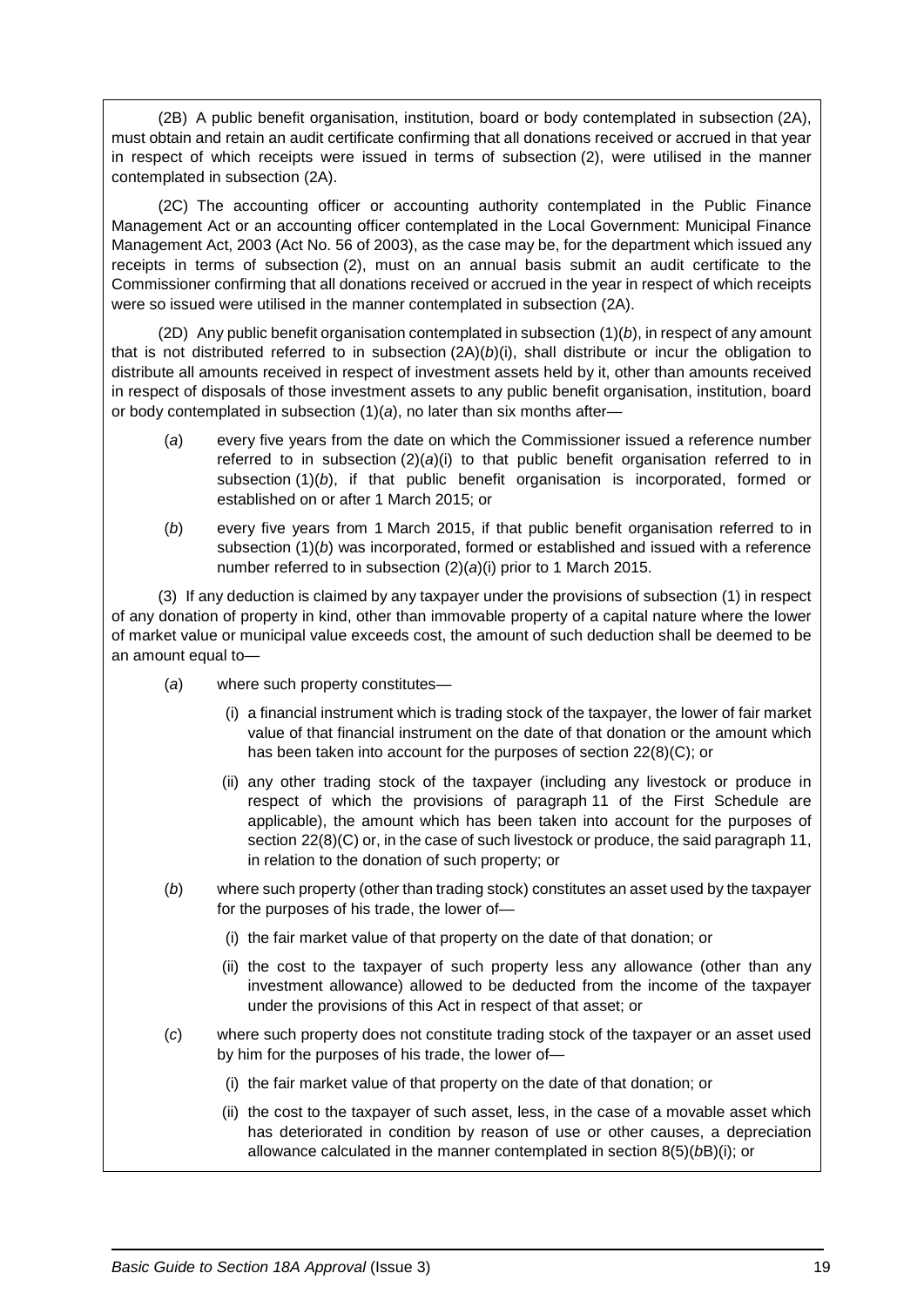(2B) A public benefit organisation, institution, board or body contemplated in subsection (2A), must obtain and retain an audit certificate confirming that all donations received or accrued in that year in respect of which receipts were issued in terms of subsection (2), were utilised in the manner contemplated in subsection (2A).

(2C) The accounting officer or accounting authority contemplated in the Public Finance Management Act or an accounting officer contemplated in the Local Government: Municipal Finance Management Act, 2003 (Act No. 56 of 2003), as the case may be, for the department which issued any receipts in terms of subsection (2), must on an annual basis submit an audit certificate to the Commissioner confirming that all donations received or accrued in the year in respect of which receipts were so issued were utilised in the manner contemplated in subsection (2A).

(2D) Any public benefit organisation contemplated in subsection (1)(*b*), in respect of any amount that is not distributed referred to in subsection (2A)(*b*)(i), shall distribute or incur the obligation to distribute all amounts received in respect of investment assets held by it, other than amounts received in respect of disposals of those investment assets to any public benefit organisation, institution, board or body contemplated in subsection (1)(*a*), no later than six months after—

(*a*) every five years from the date on which the Commissioner issued a reference number referred to in subsection (2)(*a*)(i) to that public benefit organisation referred to in subsection (1)(*b*), if that public benefit organisation is incorporated, formed or established on or after 1 March 2015; or

(*b*) every five years from 1 March 2015, if that public benefit organisation referred to in subsection (1)(*b*) was incorporated, formed or established and issued with a reference number referred to in subsection (2)(*a*)(i) prior to 1 March 2015.

(3) If any deduction is claimed by any taxpayer under the provisions of subsection (1) in respect of any donation of property in kind, other than immovable property of a capital nature where the lower of market value or municipal value exceeds cost, the amount of such deduction shall be deemed to be an amount equal to—

(*a*) where such property constitutes—

(i) a financial instrument which is trading stock of the taxpayer, the lower of fair market value of that financial instrument on the date of that donation or the amount which has been taken into account for the purposes of section 22(8)(C); or

(ii) any other trading stock of the taxpayer (including any livestock or produce in respect of which the provisions of paragraph 11 of the First Schedule are applicable), the amount which has been taken into account for the purposes of section 22(8)(C) or, in the case of such livestock or produce, the said paragraph 11, in relation to the donation of such property; or

(*b*) where such property (other than trading stock) constitutes an asset used by the taxpayer for the purposes of his trade, the lower of—

(i) the fair market value of that property on the date of that donation; or

(ii) the cost to the taxpayer of such property less any allowance (other than any investment allowance) allowed to be deducted from the income of the taxpayer under the provisions of this Act in respect of that asset; or

(*c*) where such property does not constitute trading stock of the taxpayer or an asset used by him for the purposes of his trade, the lower of—

(i) the fair market value of that property on the date of that donation; or

(ii) the cost to the taxpayer of such asset, less, in the case of a movable asset which has deteriorated in condition by reason of use or other causes, a depreciation allowance calculated in the manner contemplated in section 8(5)(*b*B)(i); or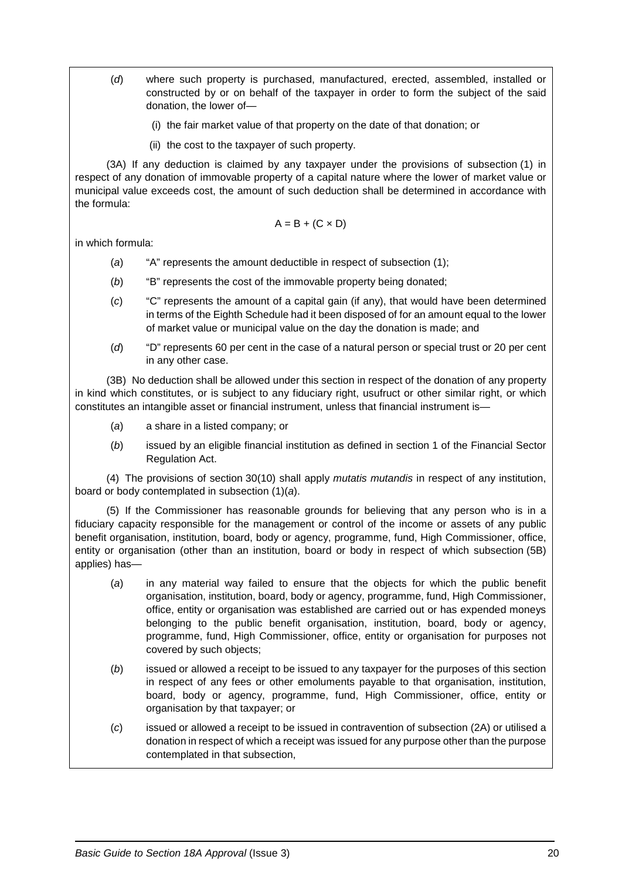(*d*) where such property is purchased, manufactured, erected, assembled, installed or constructed by or on behalf of the taxpayer in order to form the subject of the said donation, the lower of—

(i) the fair market value of that property on the date of that donation; or

(ii) the cost to the taxpayer of such property.

(3A) If any deduction is claimed by any taxpayer under the provisions of subsection (1) in respect of any donation of immovable property of a capital nature where the lower of market value or municipal value exceeds cost, the amount of such deduction shall be determined in accordance with the formula:

$$A = B + (C \times D)$$

in which formula:

(*a*) "A" represents the amount deductible in respect of subsection (1);

(*b*) "B" represents the cost of the immovable property being donated;

(*c*) "C" represents the amount of a capital gain (if any), that would have been determined in terms of the Eighth Schedule had it been disposed of for an amount equal to the lower of market value or municipal value on the day the donation is made; and

(*d*) "D" represents 60 per cent in the case of a natural person or special trust or 20 per cent in any other case.

(3B) No deduction shall be allowed under this section in respect of the donation of any property in kind which constitutes, or is subject to any fiduciary right, usufruct or other similar right, or which constitutes an intangible asset or financial instrument, unless that financial instrument is—

(*a*) a share in a listed company; or

(*b*) issued by an eligible financial institution as defined in section 1 of the Financial Sector Regulation Act.

(4) The provisions of section 30(10) shall apply *mutatis mutandis* in respect of any institution, board or body contemplated in subsection (1)(*a*).

(5) If the Commissioner has reasonable grounds for believing that any person who is in a fiduciary capacity responsible for the management or control of the income or assets of any public benefit organisation, institution, board, body or agency, programme, fund, High Commissioner, office, entity or organisation (other than an institution, board or body in respect of which subsection (5B) applies) has—

(*a*) in any material way failed to ensure that the objects for which the public benefit organisation, institution, board, body or agency, programme, fund, High Commissioner, office, entity or organisation was established are carried out or has expended moneys belonging to the public benefit organisation, institution, board, body or agency, programme, fund, High Commissioner, office, entity or organisation for purposes not covered by such objects;

(*b*) issued or allowed a receipt to be issued to any taxpayer for the purposes of this section in respect of any fees or other emoluments payable to that organisation, institution, board, body or agency, programme, fund, High Commissioner, office, entity or organisation by that taxpayer; or

(*c*) issued or allowed a receipt to be issued in contravention of subsection (2A) or utilised a donation in respect of which a receipt was issued for any purpose other than the purpose contemplated in that subsection,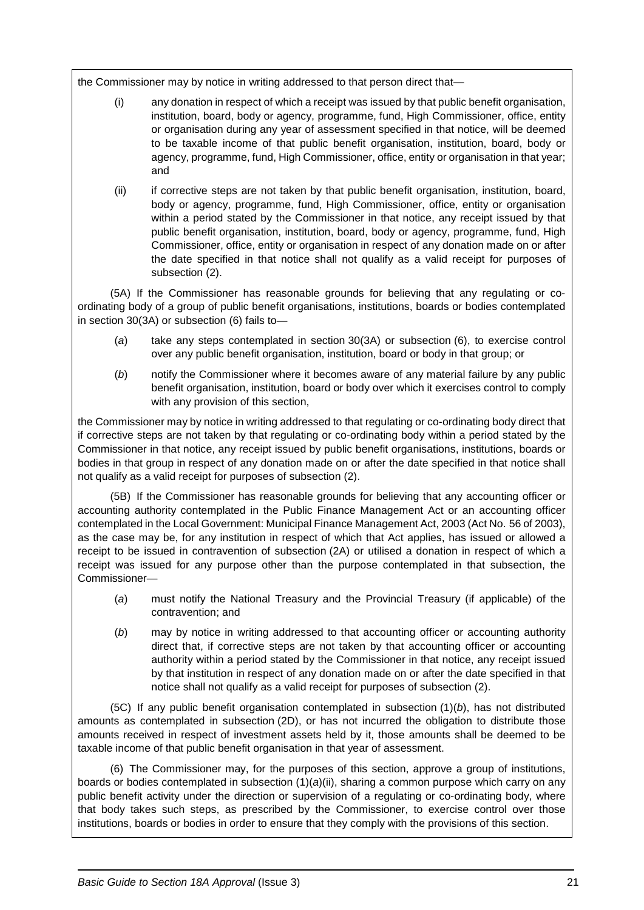the Commissioner may by notice in writing addressed to that person direct that—

(i) any donation in respect of which a receipt was issued by that public benefit organisation, institution, board, body or agency, programme, fund, High Commissioner, office, entity or organisation during any year of assessment specified in that notice, will be deemed to be taxable income of that public benefit organisation, institution, board, body or agency, programme, fund, High Commissioner, office, entity or organisation in that year; and

(ii) if corrective steps are not taken by that public benefit organisation, institution, board, body or agency, programme, fund, High Commissioner, office, entity or organisation within a period stated by the Commissioner in that notice, any receipt issued by that public benefit organisation, institution, board, body or agency, programme, fund, High Commissioner, office, entity or organisation in respect of any donation made on or after the date specified in that notice shall not qualify as a valid receipt for purposes of subsection (2).

(5A) If the Commissioner has reasonable grounds for believing that any regulating or co-ordinating body of a group of public benefit organisations, institutions, boards or bodies contemplated in section 30(3A) or subsection (6) fails to—

(*a*) take any steps contemplated in section 30(3A) or subsection (6), to exercise control over any public benefit organisation, institution, board or body in that group; or

(*b*) notify the Commissioner where it becomes aware of any material failure by any public benefit organisation, institution, board or body over which it exercises control to comply with any provision of this section,

the Commissioner may by notice in writing addressed to that regulating or co-ordinating body direct that if corrective steps are not taken by that regulating or co-ordinating body within a period stated by the Commissioner in that notice, any receipt issued by public benefit organisations, institutions, boards or bodies in that group in respect of any donation made on or after the date specified in that notice shall not qualify as a valid receipt for purposes of subsection (2).

(5B) If the Commissioner has reasonable grounds for believing that any accounting officer or accounting authority contemplated in the Public Finance Management Act or an accounting officer contemplated in the Local Government: Municipal Finance Management Act, 2003 (Act No. 56 of 2003), as the case may be, for any institution in respect of which that Act applies, has issued or allowed a receipt to be issued in contravention of subsection (2A) or utilised a donation in respect of which a receipt was issued for any purpose other than the purpose contemplated in that subsection, the Commissioner—

(*a*) must notify the National Treasury and the Provincial Treasury (if applicable) of the contravention; and

(*b*) may by notice in writing addressed to that accounting officer or accounting authority direct that, if corrective steps are not taken by that accounting officer or accounting authority within a period stated by the Commissioner in that notice, any receipt issued by that institution in respect of any donation made on or after the date specified in that notice shall not qualify as a valid receipt for purposes of subsection (2).

(5C) If any public benefit organisation contemplated in subsection (1)(*b*), has not distributed amounts as contemplated in subsection (2D), or has not incurred the obligation to distribute those amounts received in respect of investment assets held by it, those amounts shall be deemed to be taxable income of that public benefit organisation in that year of assessment.

(6) The Commissioner may, for the purposes of this section, approve a group of institutions, boards or bodies contemplated in subsection (1)(*a*)(ii), sharing a common purpose which carry on any public benefit activity under the direction or supervision of a regulating or co-ordinating body, where that body takes such steps, as prescribed by the Commissioner, to exercise control over those institutions, boards or bodies in order to ensure that they comply with the provisions of this section.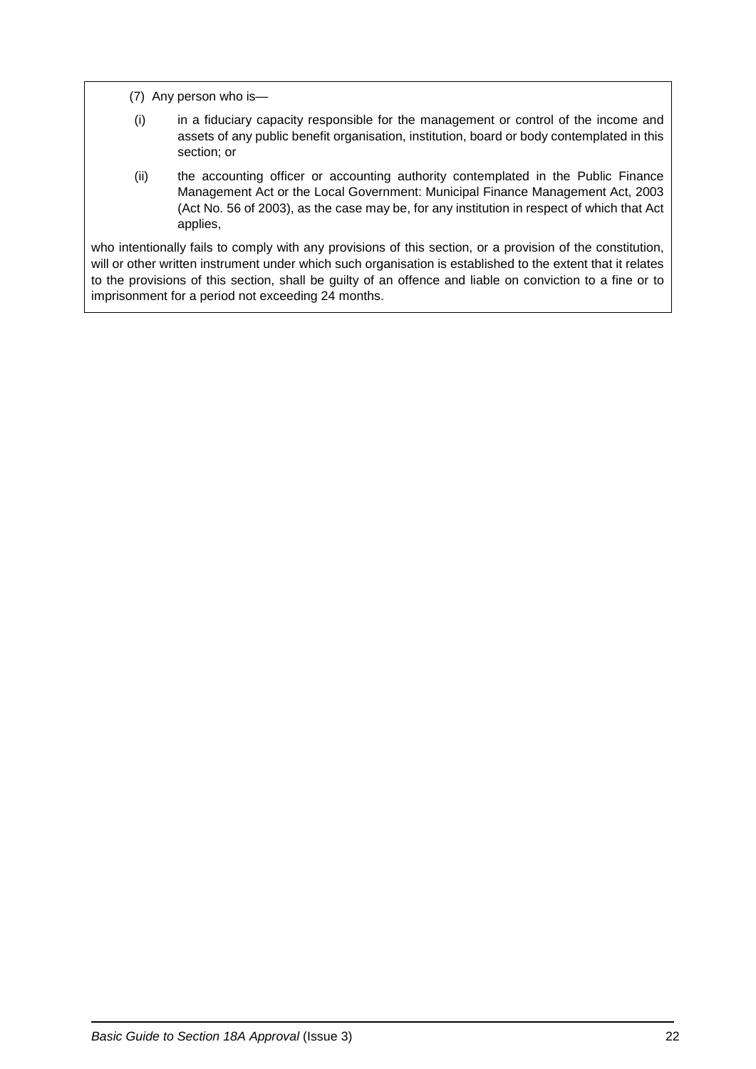(7) Any person who is—

(i) in a fiduciary capacity responsible for the management or control of the income and assets of any public benefit organisation, institution, board or body contemplated in this section; or

(ii) the accounting officer or accounting authority contemplated in the Public Finance Management Act or the Local Government: Municipal Finance Management Act, 2003 (Act No. 56 of 2003), as the case may be, for any institution in respect of which that Act applies,

who intentionally fails to comply with any provisions of this section, or a provision of the constitution, will or other written instrument under which such organisation is established to the extent that it relates to the provisions of this section, shall be guilty of an offence and liable on conviction to a fine or to imprisonment for a period not exceeding 24 months.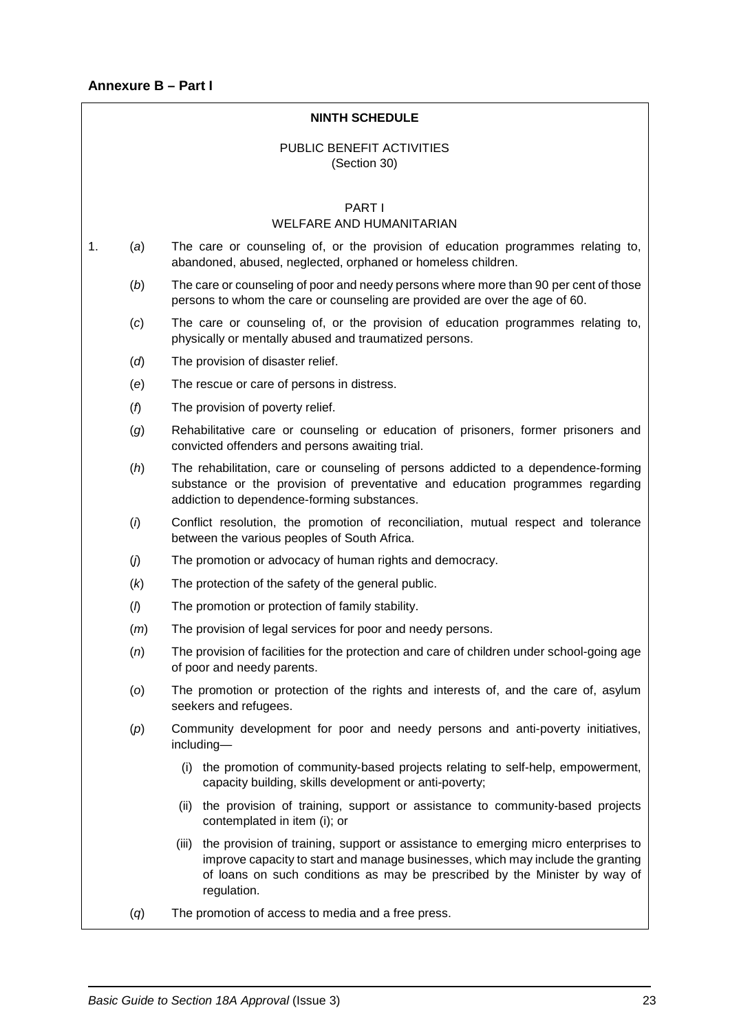**Annexure B – Part I**

**NINTH SCHEDULE**

PUBLIC BENEFIT ACTIVITIES
(Section 30)

PART I
WELFARE AND HUMANITARIAN

1. (*a*) The care or counseling of, or the provision of education programmes relating to, abandoned, abused, neglected, orphaned or homeless children.

   (*b*) The care or counseling of poor and needy persons where more than 90 per cent of those persons to whom the care or counseling are provided are over the age of 60.

   (*c*) The care or counseling of, or the provision of education programmes relating to, physically or mentally abused and traumatized persons.

   (*d*) The provision of disaster relief.

   (*e*) The rescue or care of persons in distress.

   (*f*) The provision of poverty relief.

   (*g*) Rehabilitative care or counseling or education of prisoners, former prisoners and convicted offenders and persons awaiting trial.

   (*h*) The rehabilitation, care or counseling of persons addicted to a dependence-forming substance or the provision of preventative and education programmes regarding addiction to dependence-forming substances.

   (*i*) Conflict resolution, the promotion of reconciliation, mutual respect and tolerance between the various peoples of South Africa.

   (*j*) The promotion or advocacy of human rights and democracy.

   (*k*) The protection of the safety of the general public.

   (*l*) The promotion or protection of family stability.

   (*m*) The provision of legal services for poor and needy persons.

   (*n*) The provision of facilities for the protection and care of children under school-going age of poor and needy parents.

   (*o*) The promotion or protection of the rights and interests of, and the care of, asylum seekers and refugees.

   (*p*) Community development for poor and needy persons and anti-poverty initiatives, including—

      (i) the promotion of community-based projects relating to self-help, empowerment, capacity building, skills development or anti-poverty;

      (ii) the provision of training, support or assistance to community-based projects contemplated in item (i); or

      (iii) the provision of training, support or assistance to emerging micro enterprises to improve capacity to start and manage businesses, which may include the granting of loans on such conditions as may be prescribed by the Minister by way of regulation.

   (*q*) The promotion of access to media and a free press.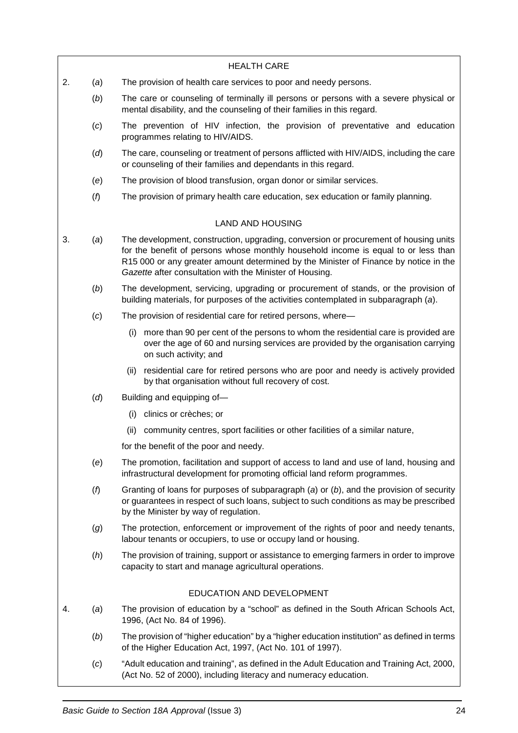HEALTH CARE

2. (*a*) The provision of health care services to poor and needy persons.

   (*b*) The care or counseling of terminally ill persons or persons with a severe physical or mental disability, and the counseling of their families in this regard.

   (*c*) The prevention of HIV infection, the provision of preventative and education programmes relating to HIV/AIDS.

   (*d*) The care, counseling or treatment of persons afflicted with HIV/AIDS, including the care or counseling of their families and dependants in this regard.

   (*e*) The provision of blood transfusion, organ donor or similar services.

   (*f*) The provision of primary health care education, sex education or family planning.

LAND AND HOUSING

3. (*a*) The development, construction, upgrading, conversion or procurement of housing units for the benefit of persons whose monthly household income is equal to or less than R15 000 or any greater amount determined by the Minister of Finance by notice in the *Gazette* after consultation with the Minister of Housing.

   (*b*) The development, servicing, upgrading or procurement of stands, or the provision of building materials, for purposes of the activities contemplated in subparagraph (*a*).

   (*c*) The provision of residential care for retired persons, where—

   (i) more than 90 per cent of the persons to whom the residential care is provided are over the age of 60 and nursing services are provided by the organisation carrying on such activity; and

   (ii) residential care for retired persons who are poor and needy is actively provided by that organisation without full recovery of cost.

   (*d*) Building and equipping of—

   (i) clinics or crèches; or

   (ii) community centres, sport facilities or other facilities of a similar nature,

   for the benefit of the poor and needy.

   (*e*) The promotion, facilitation and support of access to land and use of land, housing and infrastructural development for promoting official land reform programmes.

   (*f*) Granting of loans for purposes of subparagraph (*a*) or (*b*), and the provision of security or guarantees in respect of such loans, subject to such conditions as may be prescribed by the Minister by way of regulation.

   (*g*) The protection, enforcement or improvement of the rights of poor and needy tenants, labour tenants or occupiers, to use or occupy land or housing.

   (*h*) The provision of training, support or assistance to emerging farmers in order to improve capacity to start and manage agricultural operations.

EDUCATION AND DEVELOPMENT

4. (*a*) The provision of education by a "school" as defined in the South African Schools Act, 1996, (Act No. 84 of 1996).

   (*b*) The provision of "higher education" by a "higher education institution" as defined in terms of the Higher Education Act, 1997, (Act No. 101 of 1997).

   (*c*) "Adult education and training", as defined in the Adult Education and Training Act, 2000, (Act No. 52 of 2000), including literacy and numeracy education.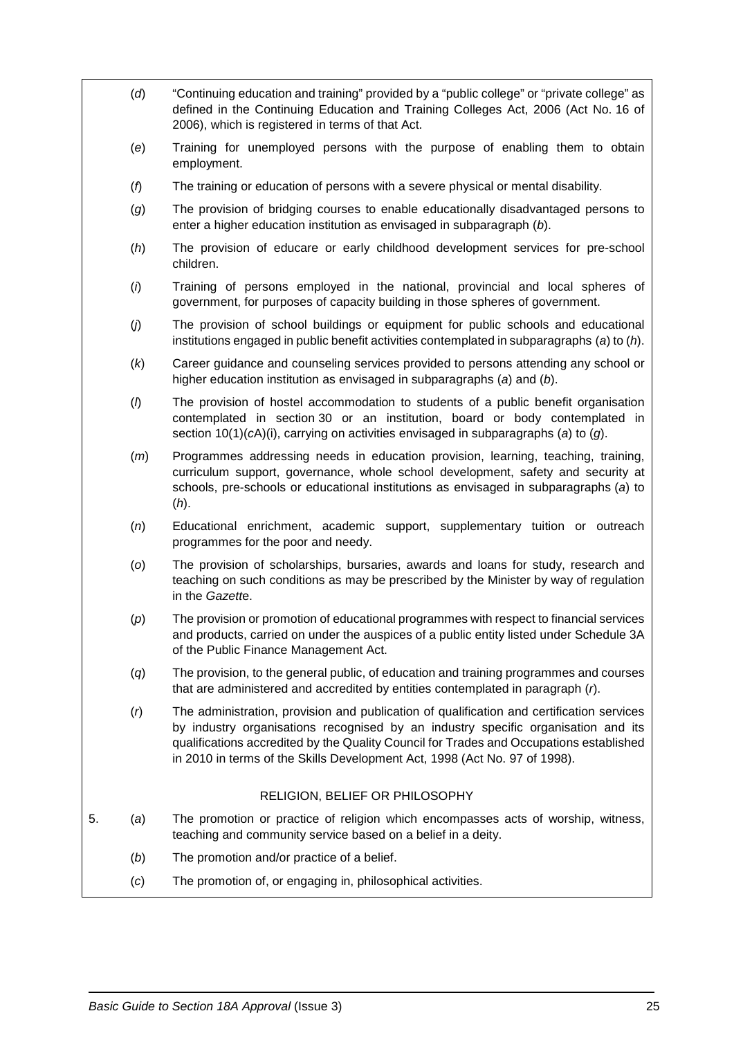(*d*) "Continuing education and training" provided by a "public college" or "private college" as defined in the Continuing Education and Training Colleges Act, 2006 (Act No. 16 of 2006), which is registered in terms of that Act.

(*e*) Training for unemployed persons with the purpose of enabling them to obtain employment.

(*f*) The training or education of persons with a severe physical or mental disability.

(*g*) The provision of bridging courses to enable educationally disadvantaged persons to enter a higher education institution as envisaged in subparagraph (*b*).

(*h*) The provision of educare or early childhood development services for pre-school children.

(*i*) Training of persons employed in the national, provincial and local spheres of government, for purposes of capacity building in those spheres of government.

(*j*) The provision of school buildings or equipment for public schools and educational institutions engaged in public benefit activities contemplated in subparagraphs (*a*) to (*h*).

(*k*) Career guidance and counseling services provided to persons attending any school or higher education institution as envisaged in subparagraphs (*a*) and (*b*).

(*l*) The provision of hostel accommodation to students of a public benefit organisation contemplated in section 30 or an institution, board or body contemplated in section 10(1)(*c*A)(i), carrying on activities envisaged in subparagraphs (*a*) to (*g*).

(*m*) Programmes addressing needs in education provision, learning, teaching, training, curriculum support, governance, whole school development, safety and security at schools, pre-schools or educational institutions as envisaged in subparagraphs (*a*) to (*h*).

(*n*) Educational enrichment, academic support, supplementary tuition or outreach programmes for the poor and needy.

(*o*) The provision of scholarships, bursaries, awards and loans for study, research and teaching on such conditions as may be prescribed by the Minister by way of regulation in the *Gazette*.

(*p*) The provision or promotion of educational programmes with respect to financial services and products, carried on under the auspices of a public entity listed under Schedule 3A of the Public Finance Management Act.

(*q*) The provision, to the general public, of education and training programmes and courses that are administered and accredited by entities contemplated in paragraph (*r*).

(*r*) The administration, provision and publication of qualification and certification services by industry organisations recognised by an industry specific organisation and its qualifications accredited by the Quality Council for Trades and Occupations established in 2010 in terms of the Skills Development Act, 1998 (Act No. 97 of 1998).

RELIGION, BELIEF OR PHILOSOPHY

5. (*a*) The promotion or practice of religion which encompasses acts of worship, witness, teaching and community service based on a belief in a deity.

(*b*) The promotion and/or practice of a belief.

(*c*) The promotion of, or engaging in, philosophical activities.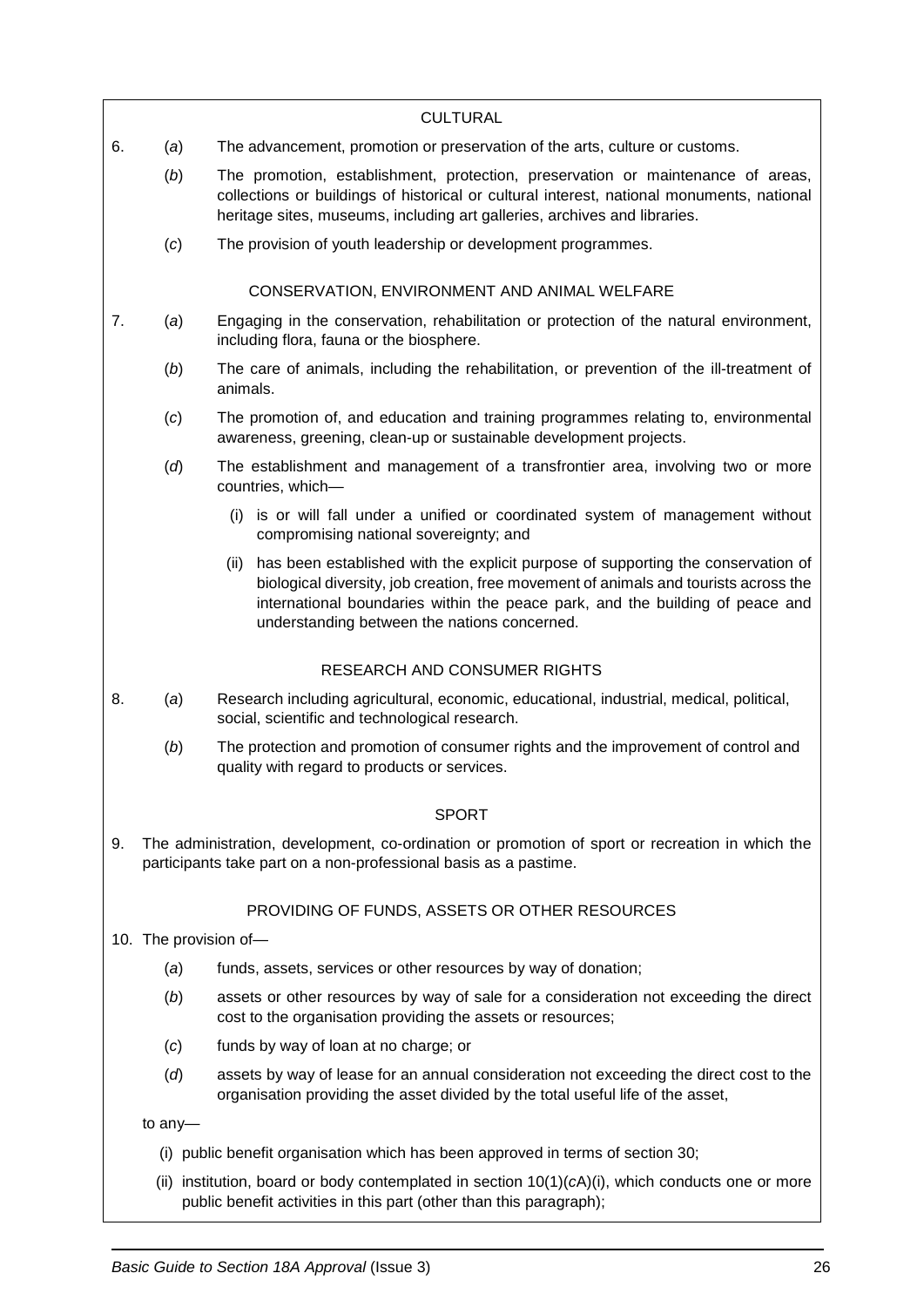## CULTURAL

6. (*a*) The advancement, promotion or preservation of the arts, culture or customs.

   (*b*) The promotion, establishment, protection, preservation or maintenance of areas, collections or buildings of historical or cultural interest, national monuments, national heritage sites, museums, including art galleries, archives and libraries.

   (*c*) The provision of youth leadership or development programmes.

## CONSERVATION, ENVIRONMENT AND ANIMAL WELFARE

7. (*a*) Engaging in the conservation, rehabilitation or protection of the natural environment, including flora, fauna or the biosphere.

   (*b*) The care of animals, including the rehabilitation, or prevention of the ill-treatment of animals.

   (*c*) The promotion of, and education and training programmes relating to, environmental awareness, greening, clean-up or sustainable development projects.

   (*d*) The establishment and management of a transfrontier area, involving two or more countries, which—

   (i) is or will fall under a unified or coordinated system of management without compromising national sovereignty; and

   (ii) has been established with the explicit purpose of supporting the conservation of biological diversity, job creation, free movement of animals and tourists across the international boundaries within the peace park, and the building of peace and understanding between the nations concerned.

## RESEARCH AND CONSUMER RIGHTS

8. (*a*) Research including agricultural, economic, educational, industrial, medical, political, social, scientific and technological research.

   (*b*) The protection and promotion of consumer rights and the improvement of control and quality with regard to products or services.

## SPORT

9. The administration, development, co-ordination or promotion of sport or recreation in which the participants take part on a non-professional basis as a pastime.

## PROVIDING OF FUNDS, ASSETS OR OTHER RESOURCES

10. The provision of—

   (*a*) funds, assets, services or other resources by way of donation;

   (*b*) assets or other resources by way of sale for a consideration not exceeding the direct cost to the organisation providing the assets or resources;

   (*c*) funds by way of loan at no charge; or

   (*d*) assets by way of lease for an annual consideration not exceeding the direct cost to the organisation providing the asset divided by the total useful life of the asset,

   to any—

   (i) public benefit organisation which has been approved in terms of section 30;

   (ii) institution, board or body contemplated in section 10(1)(*c*A)(i), which conducts one or more public benefit activities in this part (other than this paragraph);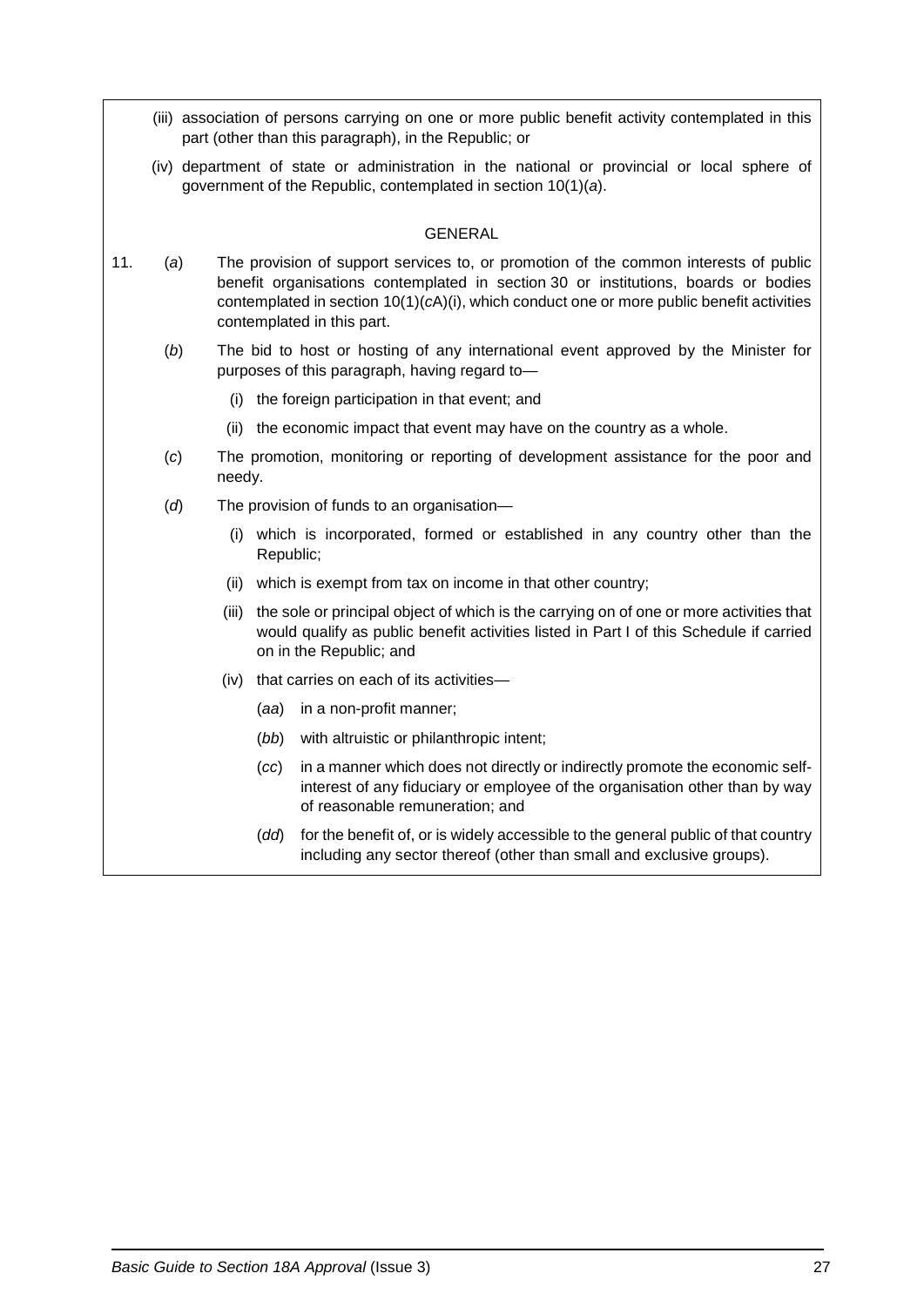(iii) association of persons carrying on one or more public benefit activity contemplated in this part (other than this paragraph), in the Republic; or

(iv) department of state or administration in the national or provincial or local sphere of government of the Republic, contemplated in section 10(1)(*a*).

GENERAL

11. (*a*) The provision of support services to, or promotion of the common interests of public benefit organisations contemplated in section 30 or institutions, boards or bodies contemplated in section 10(1)(*c*A)(i), which conduct one or more public benefit activities contemplated in this part.

(*b*) The bid to host or hosting of any international event approved by the Minister for purposes of this paragraph, having regard to—

- (i) the foreign participation in that event; and
- (ii) the economic impact that event may have on the country as a whole.

(*c*) The promotion, monitoring or reporting of development assistance for the poor and needy.

(*d*) The provision of funds to an organisation—

- (i) which is incorporated, formed or established in any country other than the Republic;
- (ii) which is exempt from tax on income in that other country;
- (iii) the sole or principal object of which is the carrying on of one or more activities that would qualify as public benefit activities listed in Part I of this Schedule if carried on in the Republic; and
- (iv) that carries on each of its activities—
  - (*aa*) in a non-profit manner;
  - (*bb*) with altruistic or philanthropic intent;
  - (*cc*) in a manner which does not directly or indirectly promote the economic self-interest of any fiduciary or employee of the organisation other than by way of reasonable remuneration; and
  - (*dd*) for the benefit of, or is widely accessible to the general public of that country including any sector thereof (other than small and exclusive groups).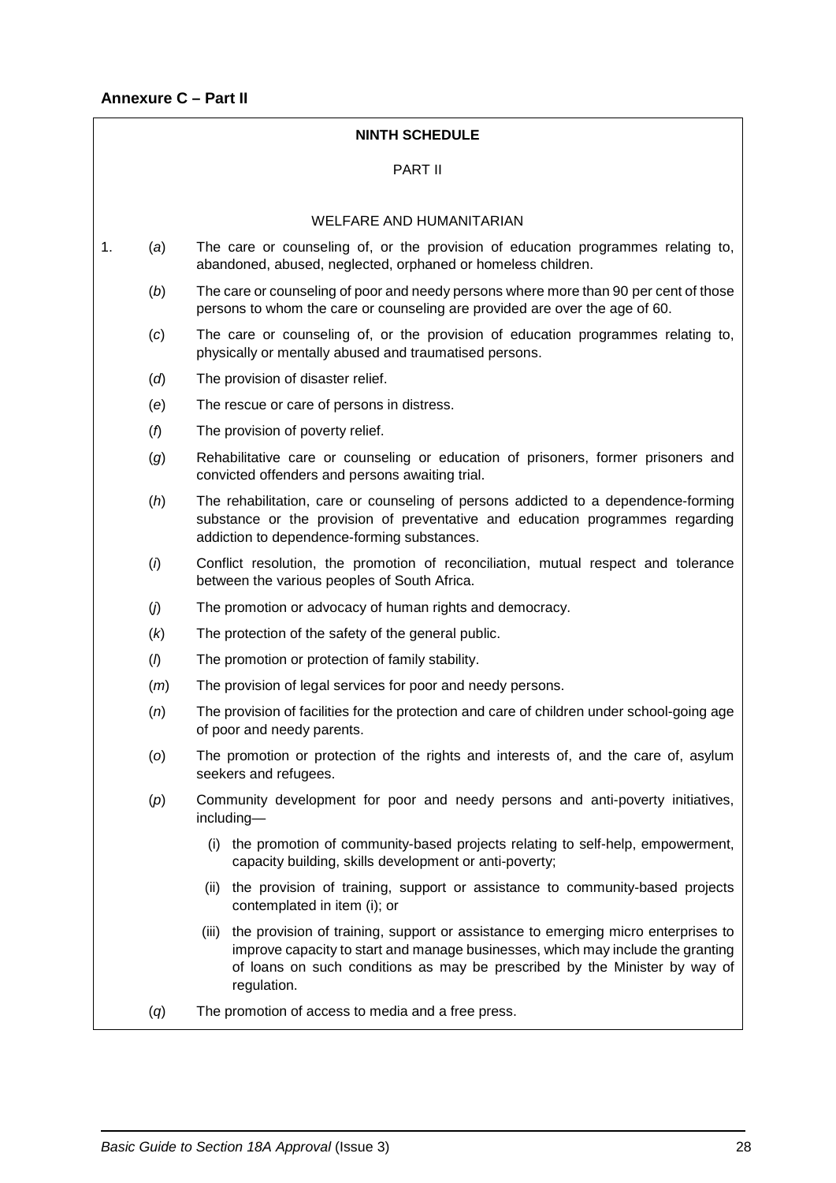## Annexure C – Part II

**NINTH SCHEDULE**

PART II

WELFARE AND HUMANITARIAN

1. (*a*) The care or counseling of, or the provision of education programmes relating to, abandoned, abused, neglected, orphaned or homeless children.

   (*b*) The care or counseling of poor and needy persons where more than 90 per cent of those persons to whom the care or counseling are provided are over the age of 60.

   (*c*) The care or counseling of, or the provision of education programmes relating to, physically or mentally abused and traumatised persons.

   (*d*) The provision of disaster relief.

   (*e*) The rescue or care of persons in distress.

   (*f*) The provision of poverty relief.

   (*g*) Rehabilitative care or counseling or education of prisoners, former prisoners and convicted offenders and persons awaiting trial.

   (*h*) The rehabilitation, care or counseling of persons addicted to a dependence-forming substance or the provision of preventative and education programmes regarding addiction to dependence-forming substances.

   (*i*) Conflict resolution, the promotion of reconciliation, mutual respect and tolerance between the various peoples of South Africa.

   (*j*) The promotion or advocacy of human rights and democracy.

   (*k*) The protection of the safety of the general public.

   (*l*) The promotion or protection of family stability.

   (*m*) The provision of legal services for poor and needy persons.

   (*n*) The provision of facilities for the protection and care of children under school-going age of poor and needy parents.

   (*o*) The promotion or protection of the rights and interests of, and the care of, asylum seekers and refugees.

   (*p*) Community development for poor and needy persons and anti-poverty initiatives, including—

      (i) the promotion of community-based projects relating to self-help, empowerment, capacity building, skills development or anti-poverty;

      (ii) the provision of training, support or assistance to community-based projects contemplated in item (i); or

      (iii) the provision of training, support or assistance to emerging micro enterprises to improve capacity to start and manage businesses, which may include the granting of loans on such conditions as may be prescribed by the Minister by way of regulation.

   (*q*) The promotion of access to media and a free press.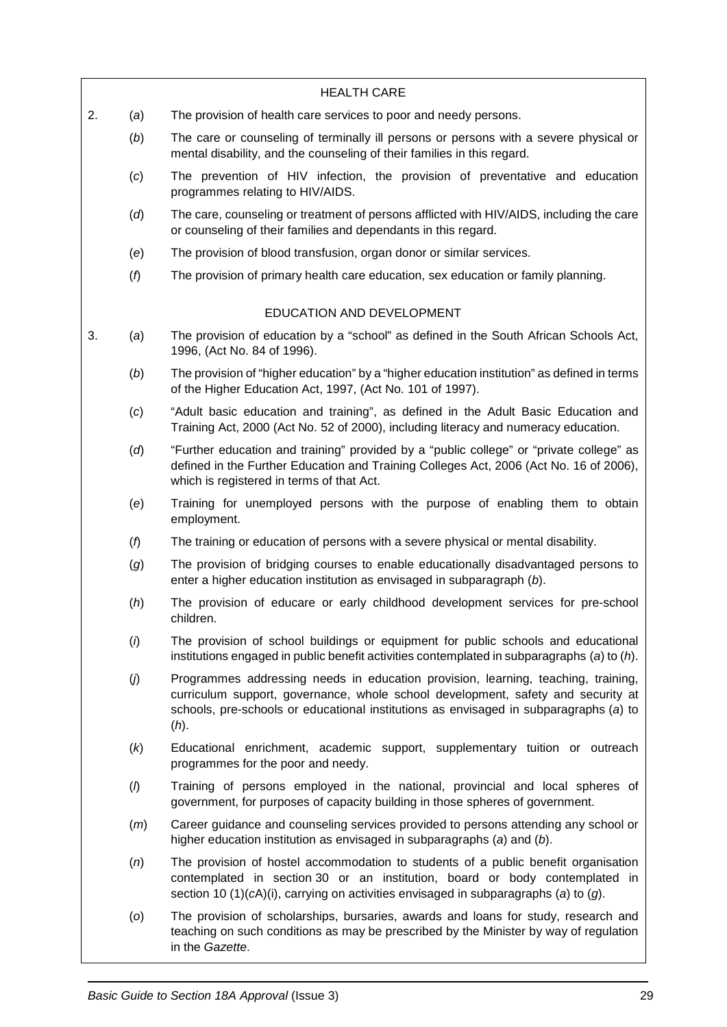### HEALTH CARE

2. (*a*) The provision of health care services to poor and needy persons.

   (*b*) The care or counseling of terminally ill persons or persons with a severe physical or mental disability, and the counseling of their families in this regard.

   (*c*) The prevention of HIV infection, the provision of preventative and education programmes relating to HIV/AIDS.

   (*d*) The care, counseling or treatment of persons afflicted with HIV/AIDS, including the care or counseling of their families and dependants in this regard.

   (*e*) The provision of blood transfusion, organ donor or similar services.

   (*f*) The provision of primary health care education, sex education or family planning.

### EDUCATION AND DEVELOPMENT

3. (*a*) The provision of education by a "school" as defined in the South African Schools Act, 1996, (Act No. 84 of 1996).

   (*b*) The provision of "higher education" by a "higher education institution" as defined in terms of the Higher Education Act, 1997, (Act No. 101 of 1997).

   (*c*) "Adult basic education and training", as defined in the Adult Basic Education and Training Act, 2000 (Act No. 52 of 2000), including literacy and numeracy education.

   (*d*) "Further education and training" provided by a "public college" or "private college" as defined in the Further Education and Training Colleges Act, 2006 (Act No. 16 of 2006), which is registered in terms of that Act.

   (*e*) Training for unemployed persons with the purpose of enabling them to obtain employment.

   (*f*) The training or education of persons with a severe physical or mental disability.

   (*g*) The provision of bridging courses to enable educationally disadvantaged persons to enter a higher education institution as envisaged in subparagraph (*b*).

   (*h*) The provision of educare or early childhood development services for pre-school children.

   (*i*) The provision of school buildings or equipment for public schools and educational institutions engaged in public benefit activities contemplated in subparagraphs (*a*) to (*h*).

   (*j*) Programmes addressing needs in education provision, learning, teaching, training, curriculum support, governance, whole school development, safety and security at schools, pre-schools or educational institutions as envisaged in subparagraphs (*a*) to (*h*).

   (*k*) Educational enrichment, academic support, supplementary tuition or outreach programmes for the poor and needy.

   (*l*) Training of persons employed in the national, provincial and local spheres of government, for purposes of capacity building in those spheres of government.

   (*m*) Career guidance and counseling services provided to persons attending any school or higher education institution as envisaged in subparagraphs (*a*) and (*b*).

   (*n*) The provision of hostel accommodation to students of a public benefit organisation contemplated in section 30 or an institution, board or body contemplated in section 10 (1)(*c*A)(i), carrying on activities envisaged in subparagraphs (*a*) to (*g*).

   (*o*) The provision of scholarships, bursaries, awards and loans for study, research and teaching on such conditions as may be prescribed by the Minister by way of regulation in the *Gazette*.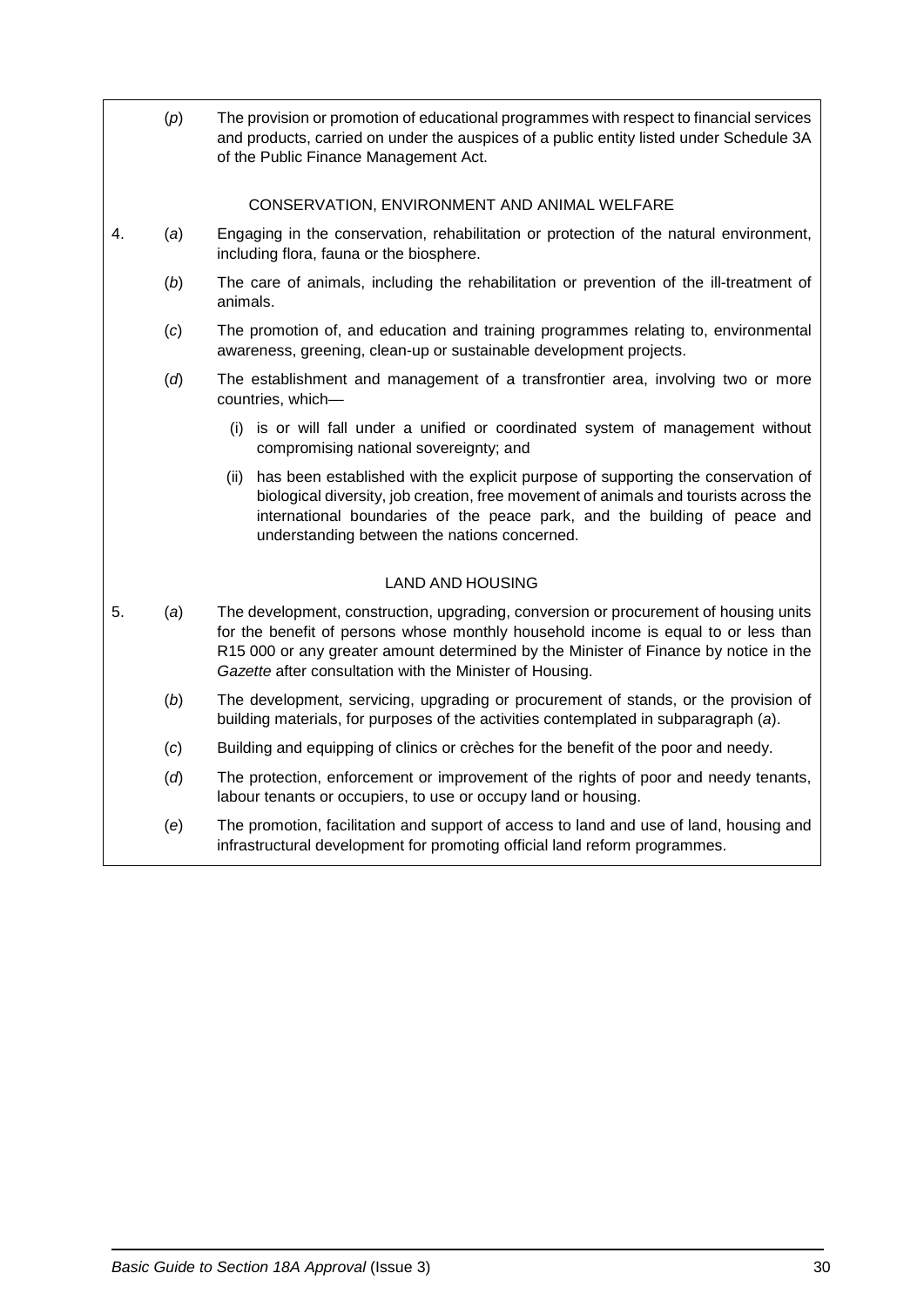(*p*) The provision or promotion of educational programmes with respect to financial services and products, carried on under the auspices of a public entity listed under Schedule 3A of the Public Finance Management Act.

### CONSERVATION, ENVIRONMENT AND ANIMAL WELFARE

4. (*a*) Engaging in the conservation, rehabilitation or protection of the natural environment, including flora, fauna or the biosphere.

   (*b*) The care of animals, including the rehabilitation or prevention of the ill-treatment of animals.

   (*c*) The promotion of, and education and training programmes relating to, environmental awareness, greening, clean-up or sustainable development projects.

   (*d*) The establishment and management of a transfrontier area, involving two or more countries, which—

   (i) is or will fall under a unified or coordinated system of management without compromising national sovereignty; and

   (ii) has been established with the explicit purpose of supporting the conservation of biological diversity, job creation, free movement of animals and tourists across the international boundaries of the peace park, and the building of peace and understanding between the nations concerned.

### LAND AND HOUSING

5. (*a*) The development, construction, upgrading, conversion or procurement of housing units for the benefit of persons whose monthly household income is equal to or less than R15 000 or any greater amount determined by the Minister of Finance by notice in the *Gazette* after consultation with the Minister of Housing.

   (*b*) The development, servicing, upgrading or procurement of stands, or the provision of building materials, for purposes of the activities contemplated in subparagraph (*a*).

   (*c*) Building and equipping of clinics or crèches for the benefit of the poor and needy.

   (*d*) The protection, enforcement or improvement of the rights of poor and needy tenants, labour tenants or occupiers, to use or occupy land or housing.

   (*e*) The promotion, facilitation and support of access to land and use of land, housing and infrastructural development for promoting official land reform programmes.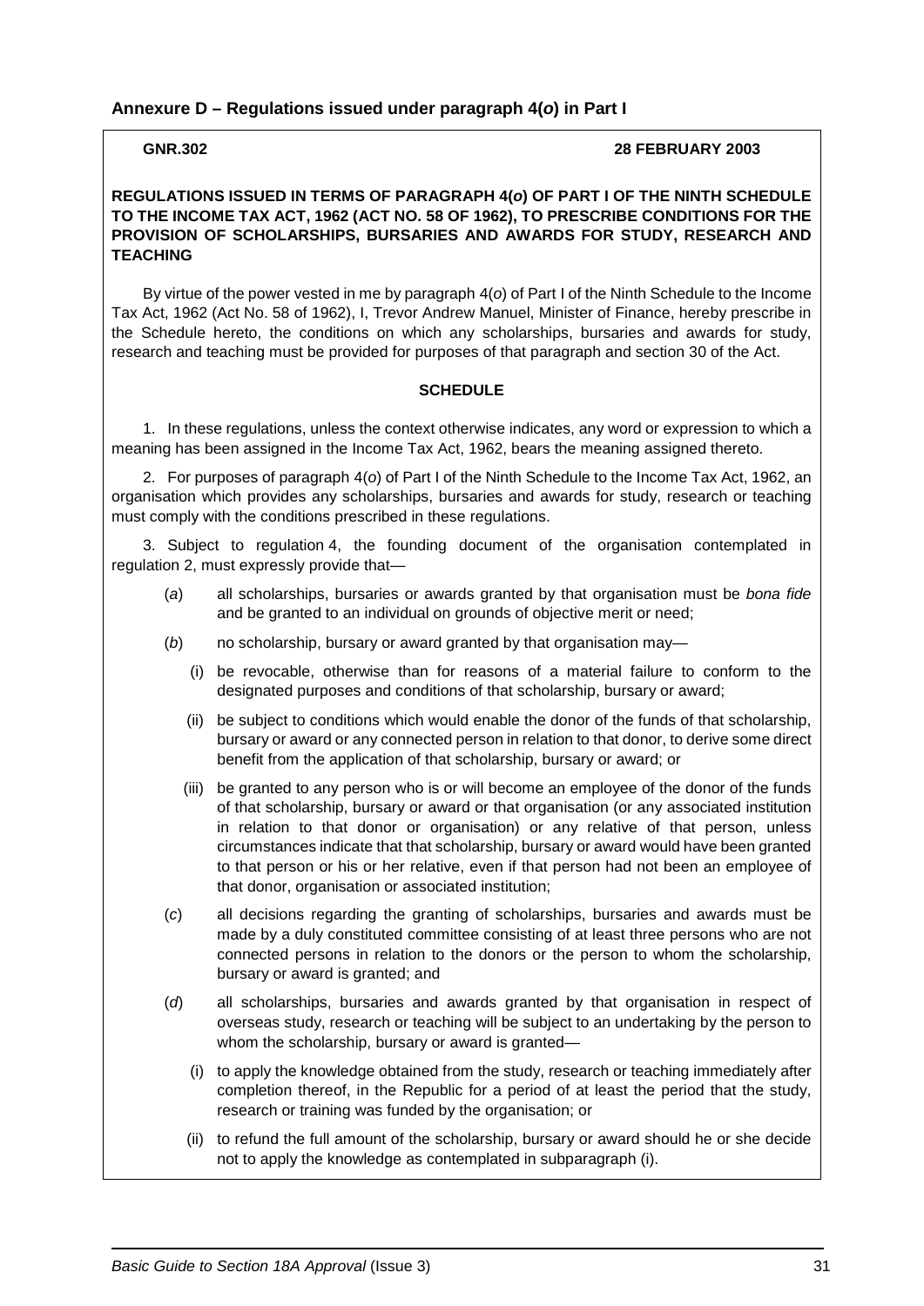## Annexure D – Regulations issued under paragraph 4(*o*) in Part I

**GNR.302** **28 FEBRUARY 2003**

**REGULATIONS ISSUED IN TERMS OF PARAGRAPH 4(*o*) OF PART I OF THE NINTH SCHEDULE TO THE INCOME TAX ACT, 1962 (ACT NO. 58 OF 1962), TO PRESCRIBE CONDITIONS FOR THE PROVISION OF SCHOLARSHIPS, BURSARIES AND AWARDS FOR STUDY, RESEARCH AND TEACHING**

By virtue of the power vested in me by paragraph 4(*o*) of Part I of the Ninth Schedule to the Income Tax Act, 1962 (Act No. 58 of 1962), I, Trevor Andrew Manuel, Minister of Finance, hereby prescribe in the Schedule hereto, the conditions on which any scholarships, bursaries and awards for study, research and teaching must be provided for purposes of that paragraph and section 30 of the Act.

**SCHEDULE**

1. In these regulations, unless the context otherwise indicates, any word or expression to which a meaning has been assigned in the Income Tax Act, 1962, bears the meaning assigned thereto.

2. For purposes of paragraph 4(*o*) of Part I of the Ninth Schedule to the Income Tax Act, 1962, an organisation which provides any scholarships, bursaries and awards for study, research or teaching must comply with the conditions prescribed in these regulations.

3. Subject to regulation 4, the founding document of the organisation contemplated in regulation 2, must expressly provide that—

(*a*) all scholarships, bursaries or awards granted by that organisation must be *bona fide* and be granted to an individual on grounds of objective merit or need;

(*b*) no scholarship, bursary or award granted by that organisation may—

(i) be revocable, otherwise than for reasons of a material failure to conform to the designated purposes and conditions of that scholarship, bursary or award;

(ii) be subject to conditions which would enable the donor of the funds of that scholarship, bursary or award or any connected person in relation to that donor, to derive some direct benefit from the application of that scholarship, bursary or award; or

(iii) be granted to any person who is or will become an employee of the donor of the funds of that scholarship, bursary or award or that organisation (or any associated institution in relation to that donor or organisation) or any relative of that person, unless circumstances indicate that that scholarship, bursary or award would have been granted to that person or his or her relative, even if that person had not been an employee of that donor, organisation or associated institution;

(*c*) all decisions regarding the granting of scholarships, bursaries and awards must be made by a duly constituted committee consisting of at least three persons who are not connected persons in relation to the donors or the person to whom the scholarship, bursary or award is granted; and

(*d*) all scholarships, bursaries and awards granted by that organisation in respect of overseas study, research or teaching will be subject to an undertaking by the person to whom the scholarship, bursary or award is granted—

(i) to apply the knowledge obtained from the study, research or teaching immediately after completion thereof, in the Republic for a period of at least the period that the study, research or training was funded by the organisation; or

(ii) to refund the full amount of the scholarship, bursary or award should he or she decide not to apply the knowledge as contemplated in subparagraph (i).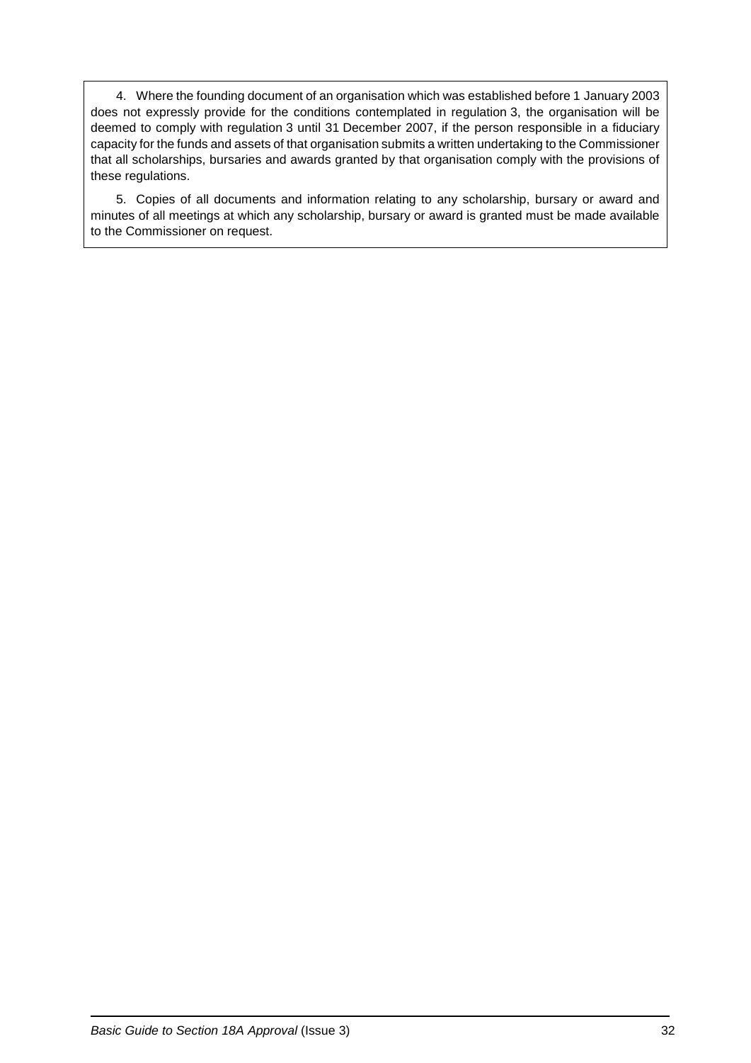4. Where the founding document of an organisation which was established before 1 January 2003 does not expressly provide for the conditions contemplated in regulation 3, the organisation will be deemed to comply with regulation 3 until 31 December 2007, if the person responsible in a fiduciary capacity for the funds and assets of that organisation submits a written undertaking to the Commissioner that all scholarships, bursaries and awards granted by that organisation comply with the provisions of these regulations.

5. Copies of all documents and information relating to any scholarship, bursary or award and minutes of all meetings at which any scholarship, bursary or award is granted must be made available to the Commissioner on request.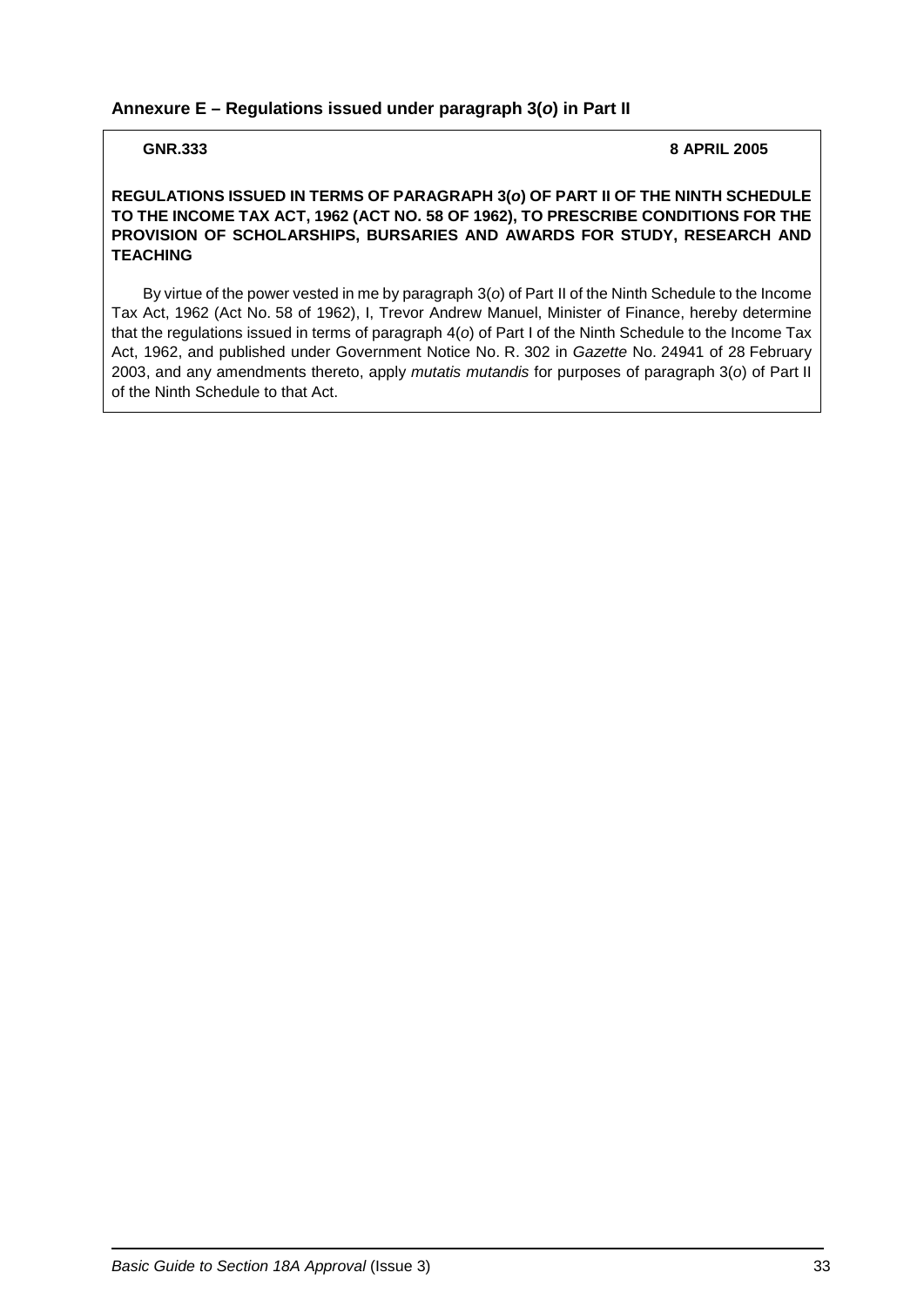## Annexure E – Regulations issued under paragraph 3(*o*) in Part II

**GNR.333** **8 APRIL 2005**

**REGULATIONS ISSUED IN TERMS OF PARAGRAPH 3(*o*) OF PART II OF THE NINTH SCHEDULE TO THE INCOME TAX ACT, 1962 (ACT NO. 58 OF 1962), TO PRESCRIBE CONDITIONS FOR THE PROVISION OF SCHOLARSHIPS, BURSARIES AND AWARDS FOR STUDY, RESEARCH AND TEACHING**

By virtue of the power vested in me by paragraph 3(*o*) of Part II of the Ninth Schedule to the Income Tax Act, 1962 (Act No. 58 of 1962), I, Trevor Andrew Manuel, Minister of Finance, hereby determine that the regulations issued in terms of paragraph 4(*o*) of Part I of the Ninth Schedule to the Income Tax Act, 1962, and published under Government Notice No. R. 302 in *Gazette* No. 24941 of 28 February 2003, and any amendments thereto, apply *mutatis mutandis* for purposes of paragraph 3(*o*) of Part II of the Ninth Schedule to that Act.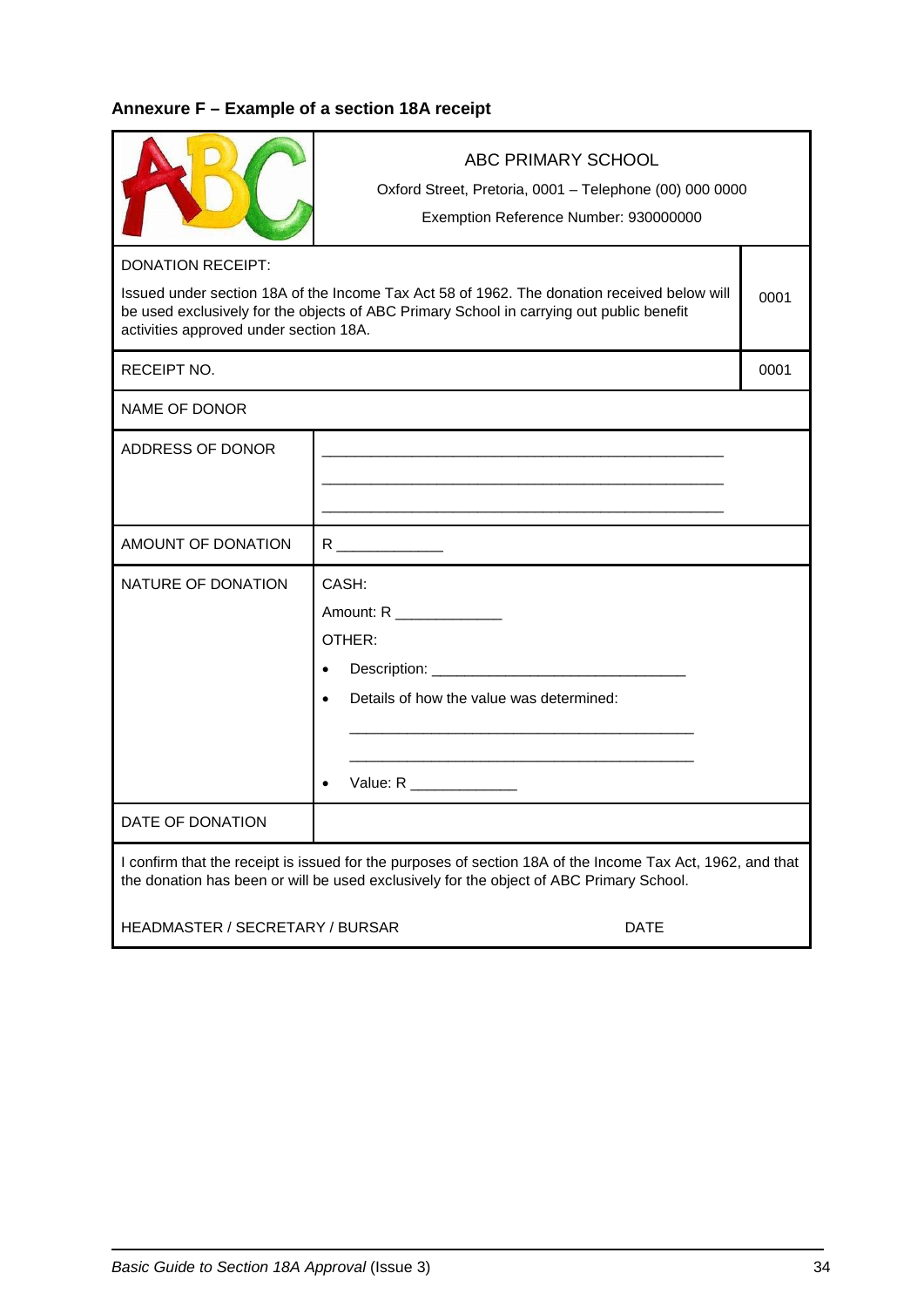## Annexure F – Example of a section 18A receipt

| | | |
|---|---|---|
| ABC | ABC PRIMARY SCHOOL<br>Oxford Street, Pretoria, 0001 – Telephone (00) 000 0000<br>Exemption Reference Number: 930000000 | |
| DONATION RECEIPT:<br>Issued under section 18A of the Income Tax Act 58 of 1962. The donation received below will be used exclusively for the objects of ABC Primary School in carrying out public benefit activities approved under section 18A. | | 0001 |
| RECEIPT NO. | | 0001 |
| NAME OF DONOR | | |
| ADDRESS OF DONOR | ______________________________________________<br>______________________________________________<br>______________________________________________ | |
| AMOUNT OF DONATION | R ____________ | |
| NATURE OF DONATION | CASH:<br>Amount: R ____________<br>OTHER:<br>• Description: _____________________________<br>• Details of how the value was determined:<br>________________________________________<br>________________________________________<br>• Value: R ____________ | |
| DATE OF DONATION | | |
| I confirm that the receipt is issued for the purposes of section 18A of the Income Tax Act, 1962, and that the donation has been or will be used exclusively for the object of ABC Primary School.<br><br>HEADMASTER / SECRETARY / BURSAR | DATE | |